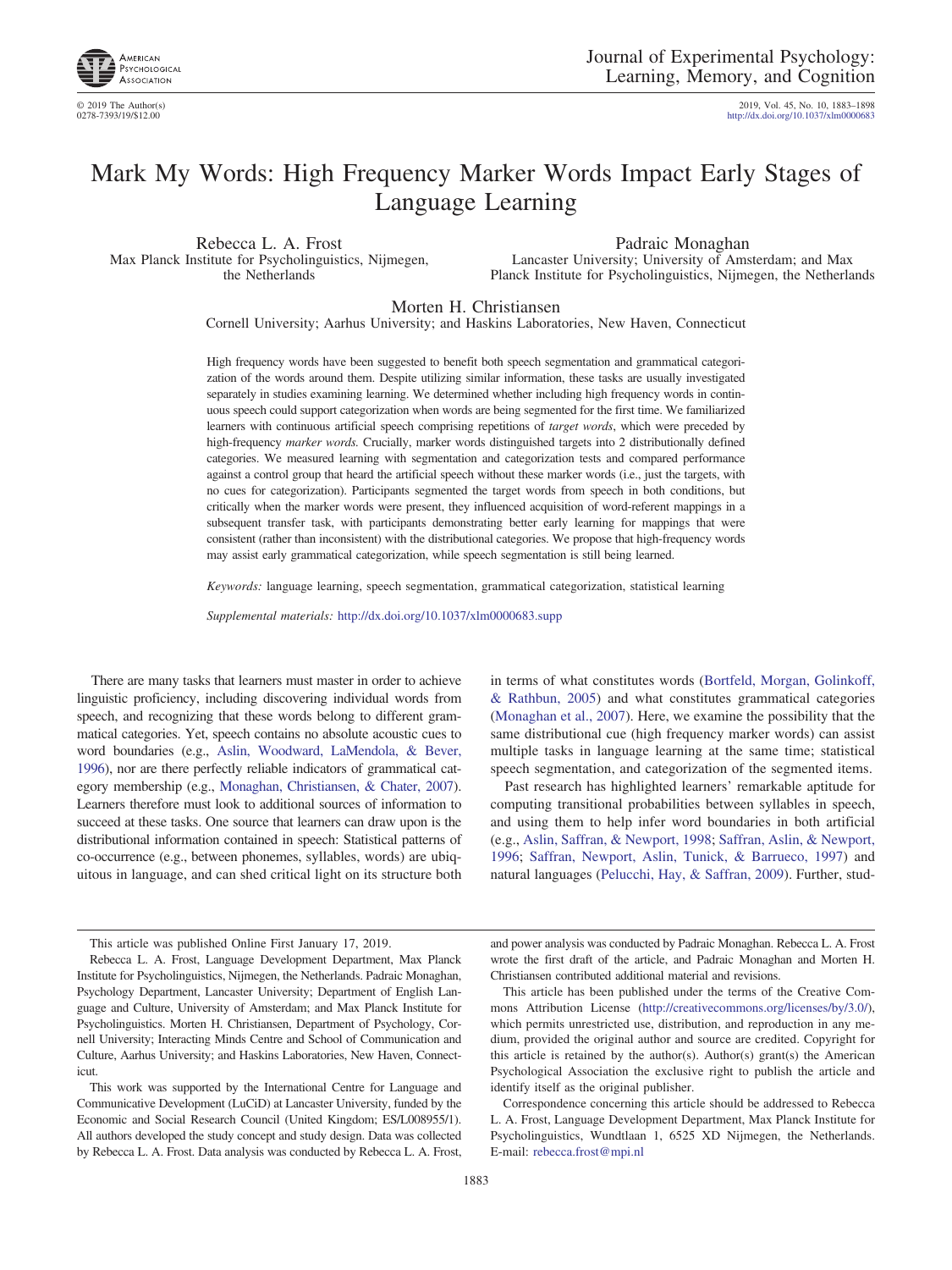# Mark My Words: High Frequency Marker Words Impact Early Stages of Language Learning

Rebecca L. A. Frost
Max Planck Institute for Psycholinguistics, Nijmegen, the Netherlands

Padraic Monaghan
Lancaster University; University of Amsterdam; and Max Planck Institute for Psycholinguistics, Nijmegen, the Netherlands

Morten H. Christiansen
Cornell University; Aarhus University; and Haskins Laboratories, New Haven, Connecticut

High frequency words have been suggested to benefit both speech segmentation and grammatical categorization of the words around them. Despite utilizing similar information, these tasks are usually investigated separately in studies examining learning. We determined whether including high frequency words in continuous speech could support categorization when words are being segmented for the first time. We familiarized learners with continuous artificial speech comprising repetitions of *target words*, which were preceded by high-frequency *marker words*. Crucially, marker words distinguished targets into 2 distributionally defined categories. We measured learning with segmentation and categorization tests and compared performance against a control group that heard the artificial speech without these marker words (i.e., just the targets, with no cues for categorization). Participants segmented the target words from speech in both conditions, but critically when the marker words were present, they influenced acquisition of word-referent mappings in a subsequent transfer task, with participants demonstrating better early learning for mappings that were consistent (rather than inconsistent) with the distributional categories. We propose that high-frequency words may assist early grammatical categorization, while speech segmentation is still being learned.

*Keywords:* language learning, speech segmentation, grammatical categorization, statistical learning

*Supplemental materials:* http://dx.doi.org/10.1037/xlm0000683.supp

There are many tasks that learners must master in order to achieve linguistic proficiency, including discovering individual words from speech, and recognizing that these words belong to different grammatical categories. Yet, speech contains no absolute acoustic cues to word boundaries (e.g., Aslin, Woodward, LaMendola, & Bever, 1996), nor are there perfectly reliable indicators of grammatical category membership (e.g., Monaghan, Christiansen, & Chater, 2007). Learners therefore must look to additional sources of information to succeed at these tasks. One source that learners can draw upon is the distributional information contained in speech: Statistical patterns of co-occurrence (e.g., between phonemes, syllables, words) are ubiquitous in language, and can shed critical light on its structure both in terms of what constitutes words (Bortfeld, Morgan, Golinkoff, & Rathbun, 2005) and what constitutes grammatical categories (Monaghan et al., 2007). Here, we examine the possibility that the same distributional cue (high frequency marker words) can assist multiple tasks in language learning at the same time; statistical speech segmentation, and categorization of the segmented items.

Past research has highlighted learners' remarkable aptitude for computing transitional probabilities between syllables in speech, and using them to help infer word boundaries in both artificial (e.g., Aslin, Saffran, & Newport, 1998; Saffran, Aslin, & Newport, 1996; Saffran, Newport, Aslin, Tunick, & Barrueco, 1997) and natural languages (Pelucchi, Hay, & Saffran, 2009). Further, stud-

---

This article was published Online First January 17, 2019.

Rebecca L. A. Frost, Language Development Department, Max Planck Institute for Psycholinguistics, Nijmegen, the Netherlands. Padraic Monaghan, Psychology Department, Lancaster University; Department of English Language and Culture, University of Amsterdam; and Max Planck Institute for Psycholinguistics. Morten H. Christiansen, Department of Psychology, Cornell University; Interacting Minds Centre and School of Communication and Culture, Aarhus University; and Haskins Laboratories, New Haven, Connecticut.

This work was supported by the International Centre for Language and Communicative Development (LuCiD) at Lancaster University, funded by the Economic and Social Research Council (United Kingdom; ES/L008955/1). All authors developed the study concept and study design. Data was collected by Rebecca L. A. Frost. Data analysis was conducted by Rebecca L. A. Frost, and power analysis was conducted by Padraic Monaghan. Rebecca L. A. Frost wrote the first draft of the article, and Padraic Monaghan and Morten H. Christiansen contributed additional material and revisions.

This article has been published under the terms of the Creative Commons Attribution License (http://creativecommons.org/licenses/by/3.0/), which permits unrestricted use, distribution, and reproduction in any medium, provided the original author and source are credited. Copyright for this article is retained by the author(s). Author(s) grant(s) the American Psychological Association the exclusive right to publish the article and identify itself as the original publisher.

Correspondence concerning this article should be addressed to Rebecca L. A. Frost, Language Development Department, Max Planck Institute for Psycholinguistics, Wundtlaan 1, 6525 XD Nijmegen, the Netherlands. E-mail: rebecca.frost@mpi.nl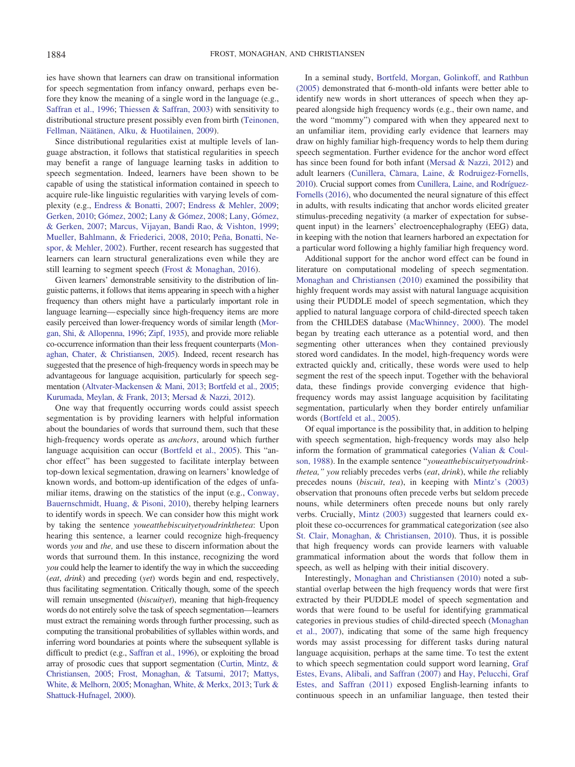ies have shown that learners can draw on transitional information for speech segmentation from infancy onward, perhaps even before they know the meaning of a single word in the language (e.g., Saffran et al., 1996; Thiessen & Saffran, 2003) with sensitivity to distributional structure present possibly even from birth (Teinonen, Fellman, Näätänen, Alku, & Huotilainen, 2009).

Since distributional regularities exist at multiple levels of language abstraction, it follows that statistical regularities in speech may benefit a range of language learning tasks in addition to speech segmentation. Indeed, learners have been shown to be capable of using the statistical information contained in speech to acquire rule-like linguistic regularities with varying levels of complexity (e.g., Endress & Bonatti, 2007; Endress & Mehler, 2009; Gerken, 2010; Gómez, 2002; Lany & Gómez, 2008; Lany, Gómez, & Gerken, 2007; Marcus, Vijayan, Bandi Rao, & Vishton, 1999; Mueller, Bahlmann, & Friederici, 2008, 2010; Peña, Bonatti, Nespor, & Mehler, 2002). Further, recent research has suggested that learners can learn structural generalizations even while they are still learning to segment speech (Frost & Monaghan, 2016).

Given learners' demonstrable sensitivity to the distribution of linguistic patterns, it follows that items appearing in speech with a higher frequency than others might have a particularly important role in language learning—especially since high-frequency items are more easily perceived than lower-frequency words of similar length (Morgan, Shi, & Allopenna, 1996; Zipf, 1935), and provide more reliable co-occurrence information than their less frequent counterparts (Monaghan, Chater, & Christiansen, 2005). Indeed, recent research has suggested that the presence of high-frequency words in speech may be advantageous for language acquisition, particularly for speech segmentation (Altvater-Mackensen & Mani, 2013; Bortfeld et al., 2005; Kurumada, Meylan, & Frank, 2013; Mersad & Nazzi, 2012).

One way that frequently occurring words could assist speech segmentation is by providing learners with helpful information about the boundaries of words that surround them, such that these high-frequency words operate as *anchors*, around which further language acquisition can occur (Bortfeld et al., 2005). This "anchor effect" has been suggested to facilitate interplay between top-down lexical segmentation, drawing on learners' knowledge of known words, and bottom-up identification of the edges of unfamiliar items, drawing on the statistics of the input (e.g., Conway, Bauernschmidt, Huang, & Pisoni, 2010), thereby helping learners to identify words in speech. We can consider how this might work by taking the sentence *youeatthebiscuityetyoudrinkthetea*: Upon hearing this sentence, a learner could recognize high-frequency words *you* and *the,* and use these to discern information about the words that surround them. In this instance, recognizing the word *you* could help the learner to identify the way in which the succeeding (*eat*, *drink*) and preceding (*yet*) words begin and end, respectively, thus facilitating segmentation. Critically though, some of the speech will remain unsegmented (*biscuityet*), meaning that high-frequency words do not entirely solve the task of speech segmentation—learners must extract the remaining words through further processing, such as computing the transitional probabilities of syllables within words, and inferring word boundaries at points where the subsequent syllable is difficult to predict (e.g., Saffran et al., 1996), or exploiting the broad array of prosodic cues that support segmentation (Curtin, Mintz, & Christiansen, 2005; Frost, Monaghan, & Tatsumi, 2017; Mattys, White, & Melhorn, 2005; Monaghan, White, & Merkx, 2013; Turk & Shattuck-Hufnagel, 2000).

In a seminal study, Bortfeld, Morgan, Golinkoff, and Rathbun (2005) demonstrated that 6-month-old infants were better able to identify new words in short utterances of speech when they appeared alongside high frequency words (e.g., their own name, and the word "mommy") compared with when they appeared next to an unfamiliar item, providing early evidence that learners may draw on highly familiar high-frequency words to help them during speech segmentation. Further evidence for the anchor word effect has since been found for both infant (Mersad & Nazzi, 2012) and adult learners (Cunillera, Càmara, Laine, & Rodriguez-Fornells, 2010). Crucial support comes from Cunillera, Laine, and Rodríguez-Fornells (2016), who documented the neural signature of this effect in adults, with results indicating that anchor words elicited greater stimulus-preceding negativity (a marker of expectation for subsequent input) in the learners' electroencephalography (EEG) data, in keeping with the notion that learners harbored an expectation for a particular word following a highly familiar high frequency word.

Additional support for the anchor word effect can be found in literature on computational modeling of speech segmentation. Monaghan and Christiansen (2010) examined the possibility that highly frequent words may assist with natural language acquisition using their PUDDLE model of speech segmentation, which they applied to natural language corpora of child-directed speech taken from the CHILDES database (MacWhinney, 2000). The model began by treating each utterance as a potential word, and then segmenting other utterances when they contained previously stored word candidates. In the model, high-frequency words were extracted quickly and, critically, these words were used to help segment the rest of the speech input. Together with the behavioral data, these findings provide converging evidence that high-frequency words may assist language acquisition by facilitating segmentation, particularly when they border entirely unfamiliar words (Bortfeld et al., 2005).

Of equal importance is the possibility that, in addition to helping with speech segmentation, high-frequency words may also help inform the formation of grammatical categories (Valian & Coulson, 1988). In the example sentence "*youeatthebiscuityetyoudrinkthetea," you* reliably precedes verbs (*eat*, *drink*), while *the* reliably precedes nouns (*biscuit*, *tea*), in keeping with Mintz's (2003) observation that pronouns often precede verbs but seldom precede nouns, while determiners often precede nouns but only rarely verbs. Crucially, Mintz (2003) suggested that learners could exploit these co-occurrences for grammatical categorization (see also St. Clair, Monaghan, & Christiansen, 2010). Thus, it is possible that high frequency words can provide learners with valuable grammatical information about the words that follow them in speech, as well as helping with their initial discovery.

Interestingly, Monaghan and Christiansen (2010) noted a substantial overlap between the high frequency words that were first extracted by their PUDDLE model of speech segmentation and words that were found to be useful for identifying grammatical categories in previous studies of child-directed speech (Monaghan et al., 2007), indicating that some of the same high frequency words may assist processing for different tasks during natural language acquisition, perhaps at the same time. To test the extent to which speech segmentation could support word learning, Graf Estes, Evans, Alibali, and Saffran (2007) and Hay, Pelucchi, Graf Estes, and Saffran (2011) exposed English-learning infants to continuous speech in an unfamiliar language, then tested their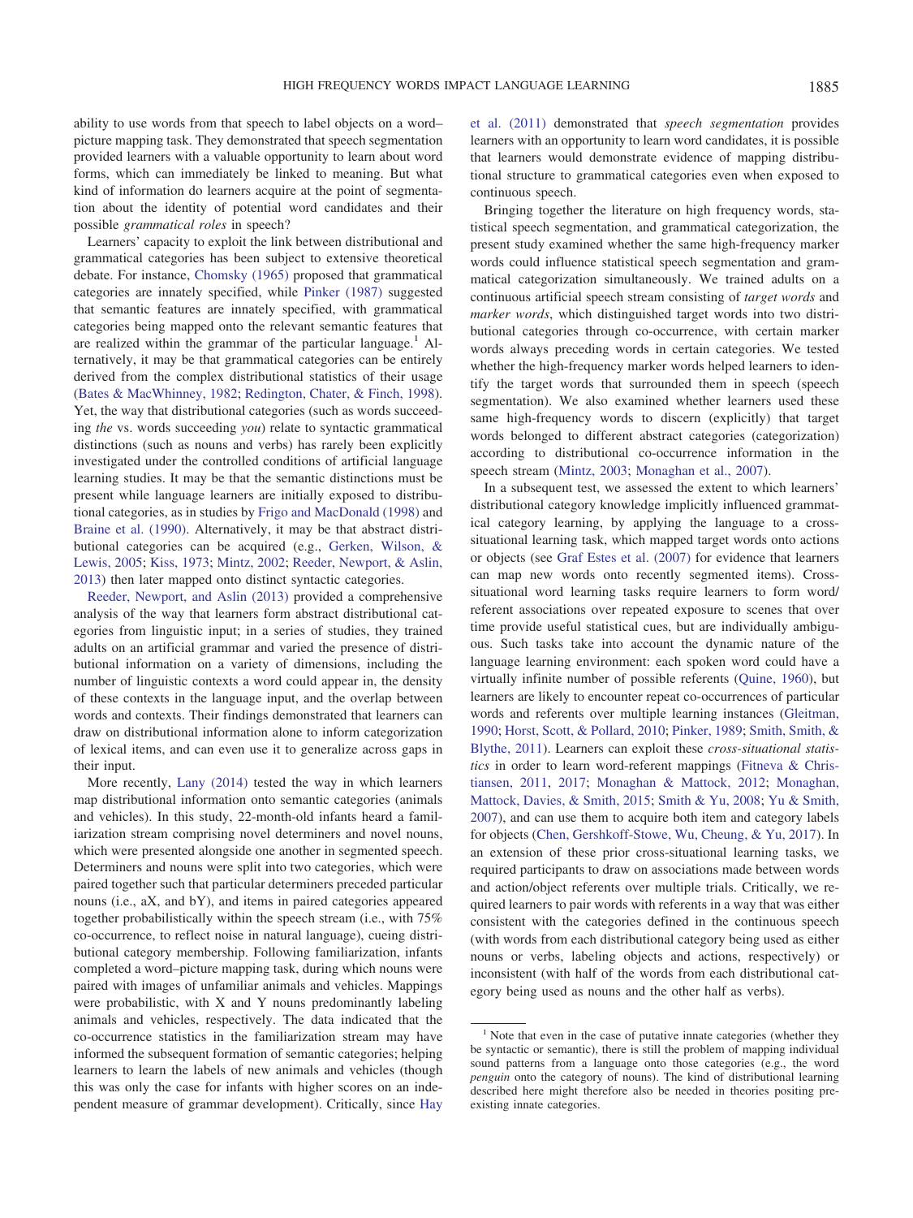ability to use words from that speech to label objects on a word–picture mapping task. They demonstrated that speech segmentation provided learners with a valuable opportunity to learn about word forms, which can immediately be linked to meaning. But what kind of information do learners acquire at the point of segmentation about the identity of potential word candidates and their possible *grammatical roles* in speech?

Learners' capacity to exploit the link between distributional and grammatical categories has been subject to extensive theoretical debate. For instance, Chomsky (1965) proposed that grammatical categories are innately specified, while Pinker (1987) suggested that semantic features are innately specified, with grammatical categories being mapped onto the relevant semantic features that are realized within the grammar of the particular language.[1] Alternatively, it may be that grammatical categories can be entirely derived from the complex distributional statistics of their usage (Bates & MacWhinney, 1982; Redington, Chater, & Finch, 1998). Yet, the way that distributional categories (such as words succeeding *the* vs. words succeeding *you*) relate to syntactic grammatical distinctions (such as nouns and verbs) has rarely been explicitly investigated under the controlled conditions of artificial language learning studies. It may be that the semantic distinctions must be present while language learners are initially exposed to distributional categories, as in studies by Frigo and MacDonald (1998) and Braine et al. (1990). Alternatively, it may be that abstract distributional categories can be acquired (e.g., Gerken, Wilson, & Lewis, 2005; Kiss, 1973; Mintz, 2002; Reeder, Newport, & Aslin, 2013) then later mapped onto distinct syntactic categories.

Reeder, Newport, and Aslin (2013) provided a comprehensive analysis of the way that learners form abstract distributional categories from linguistic input; in a series of studies, they trained adults on an artificial grammar and varied the presence of distributional information on a variety of dimensions, including the number of linguistic contexts a word could appear in, the density of these contexts in the language input, and the overlap between words and contexts. Their findings demonstrated that learners can draw on distributional information alone to inform categorization of lexical items, and can even use it to generalize across gaps in their input.

More recently, Lany (2014) tested the way in which learners map distributional information onto semantic categories (animals and vehicles). In this study, 22-month-old infants heard a familiarization stream comprising novel determiners and novel nouns, which were presented alongside one another in segmented speech. Determiners and nouns were split into two categories, which were paired together such that particular determiners preceded particular nouns (i.e., aX, and bY), and items in paired categories appeared together probabilistically within the speech stream (i.e., with 75% co-occurrence, to reflect noise in natural language), cueing distributional category membership. Following familiarization, infants completed a word–picture mapping task, during which nouns were paired with images of unfamiliar animals and vehicles. Mappings were probabilistic, with X and Y nouns predominantly labeling animals and vehicles, respectively. The data indicated that the co-occurrence statistics in the familiarization stream may have informed the subsequent formation of semantic categories; helping learners to learn the labels of new animals and vehicles (though this was only the case for infants with higher scores on an independent measure of grammar development). Critically, since Hay et al. (2011) demonstrated that *speech segmentation* provides learners with an opportunity to learn word candidates, it is possible that learners would demonstrate evidence of mapping distributional structure to grammatical categories even when exposed to continuous speech.

Bringing together the literature on high frequency words, statistical speech segmentation, and grammatical categorization, the present study examined whether the same high-frequency marker words could influence statistical speech segmentation and grammatical categorization simultaneously. We trained adults on a continuous artificial speech stream consisting of *target words* and *marker words*, which distinguished target words into two distributional categories through co-occurrence, with certain marker words always preceding words in certain categories. We tested whether the high-frequency marker words helped learners to identify the target words that surrounded them in speech (speech segmentation). We also examined whether learners used these same high-frequency words to discern (explicitly) that target words belonged to different abstract categories (categorization) according to distributional co-occurrence information in the speech stream (Mintz, 2003; Monaghan et al., 2007).

In a subsequent test, we assessed the extent to which learners' distributional category knowledge implicitly influenced grammatical category learning, by applying the language to a cross-situational learning task, which mapped target words onto actions or objects (see Graf Estes et al. (2007) for evidence that learners can map new words onto recently segmented items). Cross-situational word learning tasks require learners to form word/referent associations over repeated exposure to scenes that over time provide useful statistical cues, but are individually ambiguous. Such tasks take into account the dynamic nature of the language learning environment: each spoken word could have a virtually infinite number of possible referents (Quine, 1960), but learners are likely to encounter repeat co-occurrences of particular words and referents over multiple learning instances (Gleitman, 1990; Horst, Scott, & Pollard, 2010; Pinker, 1989; Smith, Smith, & Blythe, 2011). Learners can exploit these *cross-situational statistics* in order to learn word-referent mappings (Fitneva & Christiansen, 2011, 2017; Monaghan & Mattock, 2012; Monaghan, Mattock, Davies, & Smith, 2015; Smith & Yu, 2008; Yu & Smith, 2007), and can use them to acquire both item and category labels for objects (Chen, Gershkoff-Stowe, Wu, Cheung, & Yu, 2017). In an extension of these prior cross-situational learning tasks, we required participants to draw on associations made between words and action/object referents over multiple trials. Critically, we required learners to pair words with referents in a way that was either consistent with the categories defined in the continuous speech (with words from each distributional category being used as either nouns or verbs, labeling objects and actions, respectively) or inconsistent (with half of the words from each distributional category being used as nouns and the other half as verbs).

[1] Note that even in the case of putative innate categories (whether they be syntactic or semantic), there is still the problem of mapping individual sound patterns from a language onto those categories (e.g., the word *penguin* onto the category of nouns). The kind of distributional learning described here might therefore also be needed in theories positing pre-existing innate categories.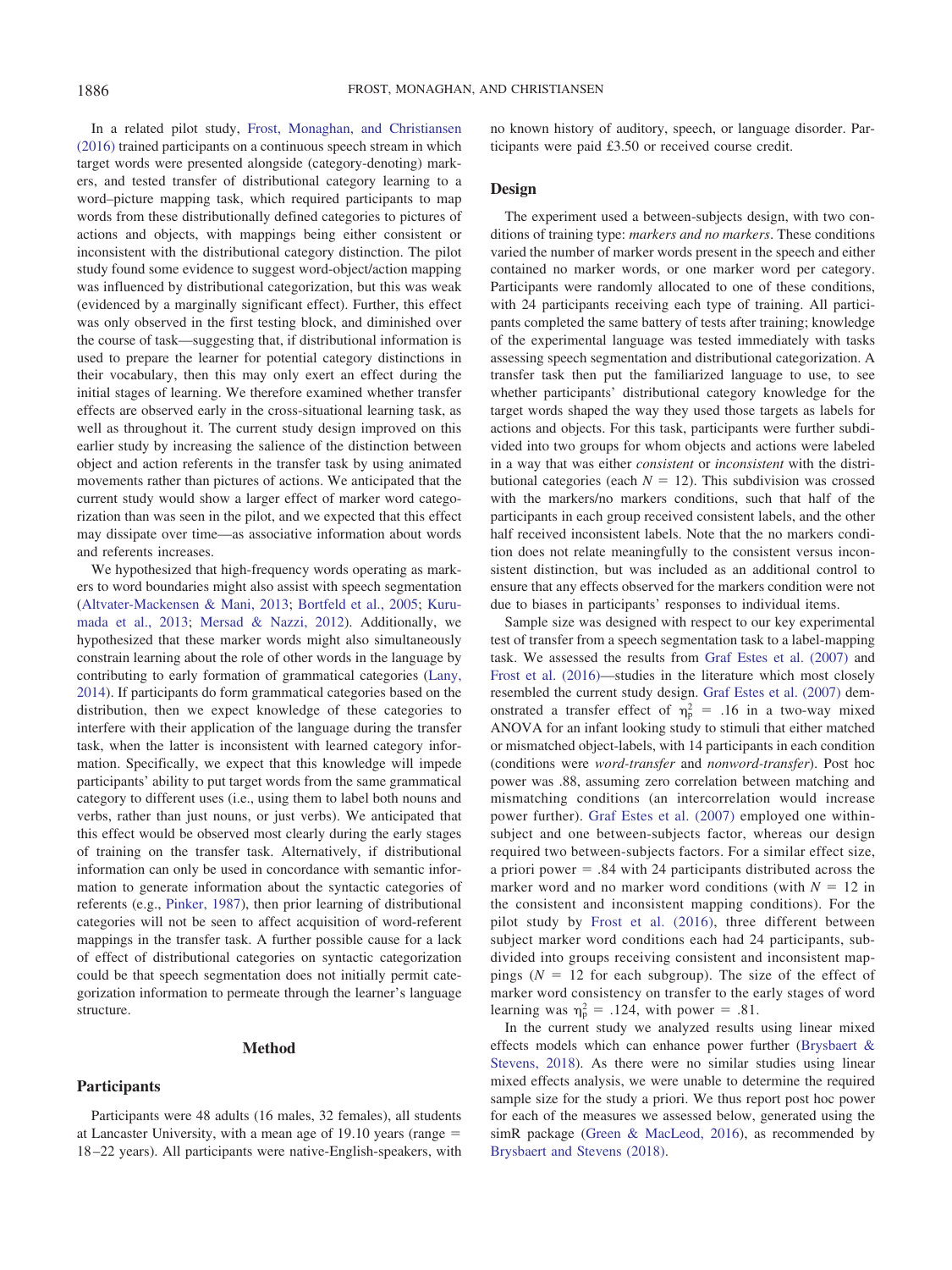In a related pilot study, Frost, Monaghan, and Christiansen (2016) trained participants on a continuous speech stream in which target words were presented alongside (category-denoting) markers, and tested transfer of distributional category learning to a word–picture mapping task, which required participants to map words from these distributionally defined categories to pictures of actions and objects, with mappings being either consistent or inconsistent with the distributional category distinction. The pilot study found some evidence to suggest word-object/action mapping was influenced by distributional categorization, but this was weak (evidenced by a marginally significant effect). Further, this effect was only observed in the first testing block, and diminished over the course of task—suggesting that, if distributional information is used to prepare the learner for potential category distinctions in their vocabulary, then this may only exert an effect during the initial stages of learning. We therefore examined whether transfer effects are observed early in the cross-situational learning task, as well as throughout it. The current study design improved on this earlier study by increasing the salience of the distinction between object and action referents in the transfer task by using animated movements rather than pictures of actions. We anticipated that the current study would show a larger effect of marker word categorization than was seen in the pilot, and we expected that this effect may dissipate over time—as associative information about words and referents increases.

We hypothesized that high-frequency words operating as markers to word boundaries might also assist with speech segmentation (Altvater-Mackensen & Mani, 2013; Bortfeld et al., 2005; Kurumada et al., 2013; Mersad & Nazzi, 2012). Additionally, we hypothesized that these marker words might also simultaneously constrain learning about the role of other words in the language by contributing to early formation of grammatical categories (Lany, 2014). If participants do form grammatical categories based on the distribution, then we expect knowledge of these categories to interfere with their application of the language during the transfer task, when the latter is inconsistent with learned category information. Specifically, we expect that this knowledge will impede participants' ability to put target words from the same grammatical category to different uses (i.e., using them to label both nouns and verbs, rather than just nouns, or just verbs). We anticipated that this effect would be observed most clearly during the early stages of training on the transfer task. Alternatively, if distributional information can only be used in concordance with semantic information to generate information about the syntactic categories of referents (e.g., Pinker, 1987), then prior learning of distributional categories will not be seen to affect acquisition of word-referent mappings in the transfer task. A further possible cause for a lack of effect of distributional categories on syntactic categorization could be that speech segmentation does not initially permit categorization information to permeate through the learner's language structure.

## Method

### Participants

Participants were 48 adults (16 males, 32 females), all students at Lancaster University, with a mean age of 19.10 years (range = 18–22 years). All participants were native-English-speakers, with no known history of auditory, speech, or language disorder. Participants were paid £3.50 or received course credit.

### Design

The experiment used a between-subjects design, with two conditions of training type: *markers and no markers*. These conditions varied the number of marker words present in the speech and either contained no marker words, or one marker word per category. Participants were randomly allocated to one of these conditions, with 24 participants receiving each type of training. All participants completed the same battery of tests after training; knowledge of the experimental language was tested immediately with tasks assessing speech segmentation and distributional categorization. A transfer task then put the familiarized language to use, to see whether participants' distributional category knowledge for the target words shaped the way they used those targets as labels for actions and objects. For this task, participants were further subdivided into two groups for whom objects and actions were labeled in a way that was either *consistent* or *inconsistent* with the distributional categories (each $N = 12$). This subdivision was crossed with the markers/no markers conditions, such that half of the participants in each group received consistent labels, and the other half received inconsistent labels. Note that the no markers condition does not relate meaningfully to the consistent versus inconsistent distinction, but was included as an additional control to ensure that any effects observed for the markers condition were not due to biases in participants' responses to individual items.

Sample size was designed with respect to our key experimental test of transfer from a speech segmentation task to a label-mapping task. We assessed the results from Graf Estes et al. (2007) and Frost et al. (2016)—studies in the literature which most closely resembled the current study design. Graf Estes et al. (2007) demonstrated a transfer effect of $\eta_p^2 = .16$ in a two-way mixed ANOVA for an infant looking study to stimuli that either matched or mismatched object-labels, with 14 participants in each condition (conditions were *word-transfer* and *nonword-transfer*). Post hoc power was .88, assuming zero correlation between matching and mismatching conditions (an intercorrelation would increase power further). Graf Estes et al. (2007) employed one within-subject and one between-subjects factor, whereas our design required two between-subjects factors. For a similar effect size, a priori power = .84 with 24 participants distributed across the marker word and no marker word conditions (with $N = 12$ in the consistent and inconsistent mapping conditions). For the pilot study by Frost et al. (2016), three different between subject marker word conditions each had 24 participants, subdivided into groups receiving consistent and inconsistent mappings ($N = 12$ for each subgroup). The size of the effect of marker word consistency on transfer to the early stages of word learning was $\eta_p^2 = .124$, with power = .81.

In the current study we analyzed results using linear mixed effects models which can enhance power further (Brysbaert & Stevens, 2018). As there were no similar studies using linear mixed effects analysis, we were unable to determine the required sample size for the study a priori. We thus report post hoc power for each of the measures we assessed below, generated using the simR package (Green & MacLeod, 2016), as recommended by Brysbaert and Stevens (2018).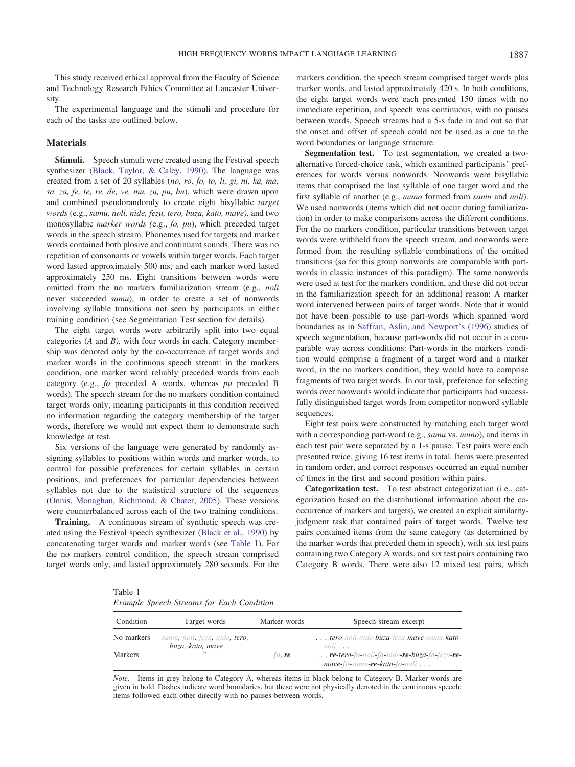This study received ethical approval from the Faculty of Science and Technology Research Ethics Committee at Lancaster University.

The experimental language and the stimuli and procedure for each of the tasks are outlined below.

## Materials

**Stimuli.** Speech stimuli were created using the Festival speech synthesizer (Black, Taylor, & Caley, 1990). The language was created from a set of 20 syllables (*no, ro, fo, to, li, gi, ni, ka, ma, sa, za, fe, te, re, de, ve, mu, zu, pu, bu*), which were drawn upon and combined pseudorandomly to create eight bisyllabic *target words* (e.g., *samu, noli, nide, fezu, tero, buza, kato, mave),* and two monosyllabic *marker words (*e.g., *fo, pu*), which preceded target words in the speech stream. Phonemes used for targets and marker words contained both plosive and continuant sounds. There was no repetition of consonants or vowels within target words. Each target word lasted approximately 500 ms, and each marker word lasted approximately 250 ms. Eight transitions between words were omitted from the no markers familiarization stream (e.g., *noli* never succeeded *samu*), in order to create a set of nonwords involving syllable transitions not seen by participants in either training condition (see Segmentation Test section for details).

The eight target words were arbitrarily split into two equal categories (*A* and *B),* with four words in each. Category membership was denoted only by the co-occurrence of target words and marker words in the continuous speech stream: in the markers condition, one marker word reliably preceded words from each category (e.g., *fo* preceded A words, whereas *pu* preceded B words). The speech stream for the no markers condition contained target words only, meaning participants in this condition received no information regarding the category membership of the target words, therefore we would not expect them to demonstrate such knowledge at test.

Six versions of the language were generated by randomly assigning syllables to positions within words and marker words, to control for possible preferences for certain syllables in certain positions, and preferences for particular dependencies between syllables not due to the statistical structure of the sequences (Onnis, Monaghan, Richmond, & Chater, 2005). These versions were counterbalanced across each of the two training conditions.

**Training.** A continuous stream of synthetic speech was created using the Festival speech synthesizer (Black et al., 1990) by concatenating target words and marker words (see Table 1). For the no markers control condition, the speech stream comprised target words only, and lasted approximately 280 seconds. For the markers condition, the speech stream comprised target words plus marker words, and lasted approximately 420 s. In both conditions, the eight target words were each presented 150 times with no immediate repetition, and speech was continuous, with no pauses between words. Speech streams had a 5-s fade in and out so that the onset and offset of speech could not be used as a cue to the word boundaries or language structure.

**Segmentation test.** To test segmentation, we created a two-alternative forced-choice task, which examined participants' preferences for words versus nonwords. Nonwords were bisyllabic items that comprised the last syllable of one target word and the first syllable of another (e.g., *muno* formed from *samu* and *noli*). We used nonwords (items which did not occur during familiarization) in order to make comparisons across the different conditions. For the no markers condition, particular transitions between target words were withheld from the speech stream, and nonwords were formed from the resulting syllable combinations of the omitted transitions (so for this group nonwords are comparable with part-words in classic instances of this paradigm). The same nonwords were used at test for the markers condition, and these did not occur in the familiarization speech for an additional reason: A marker word intervened between pairs of target words. Note that it would not have been possible to use part-words which spanned word boundaries as in Saffran, Aslin, and Newport's (1996) studies of speech segmentation, because part-words did not occur in a comparable way across conditions: Part-words in the markers condition would comprise a fragment of a target word and a marker word, in the no markers condition, they would have to comprise fragments of two target words. In our task, preference for selecting words over nonwords would indicate that participants had successfully distinguished target words from competitor nonword syllable sequences.

Eight test pairs were constructed by matching each target word with a corresponding part-word (e.g., *samu* vs. *muno*), and items in each test pair were separated by a 1-s pause. Test pairs were each presented twice, giving 16 test items in total. Items were presented in random order, and correct responses occurred an equal number of times in the first and second position within pairs.

**Categorization test.** To test abstract categorization (i.e., categorization based on the distributional information about the co-occurrence of markers and targets), we created an explicit similarity-judgment task that contained pairs of target words. Twelve test pairs contained items from the same category (as determined by the marker words that preceded them in speech), with six test pairs containing two Category A words, and six test pairs containing two Category B words. There were also 12 mixed test pairs, which

Table 1
*Example Speech Streams for Each Condition*

| Condition | Target words | Marker words | Speech stream excerpt |
|---|---|---|---|
| No markers | *samu, noli, fezu, nide, tero, buza, kato, mave* | | *. . . tero-noli-nide-buza-fezu-mave-samu-kato-noli . . .* |
| Markers | " | *fo*, ***re*** | *. . .* ***re****-tero-fo-noli-fo-nide-****re****-buza-fo-fezu-****re****-mave-fo-samu-****re****-kato-fo-noli . . .* |

*Note*. Items in grey belong to Category A, whereas items in black belong to Category B. Marker words are given in bold. Dashes indicate word boundaries, but these were not physically denoted in the continuous speech; items followed each other directly with no pauses between words.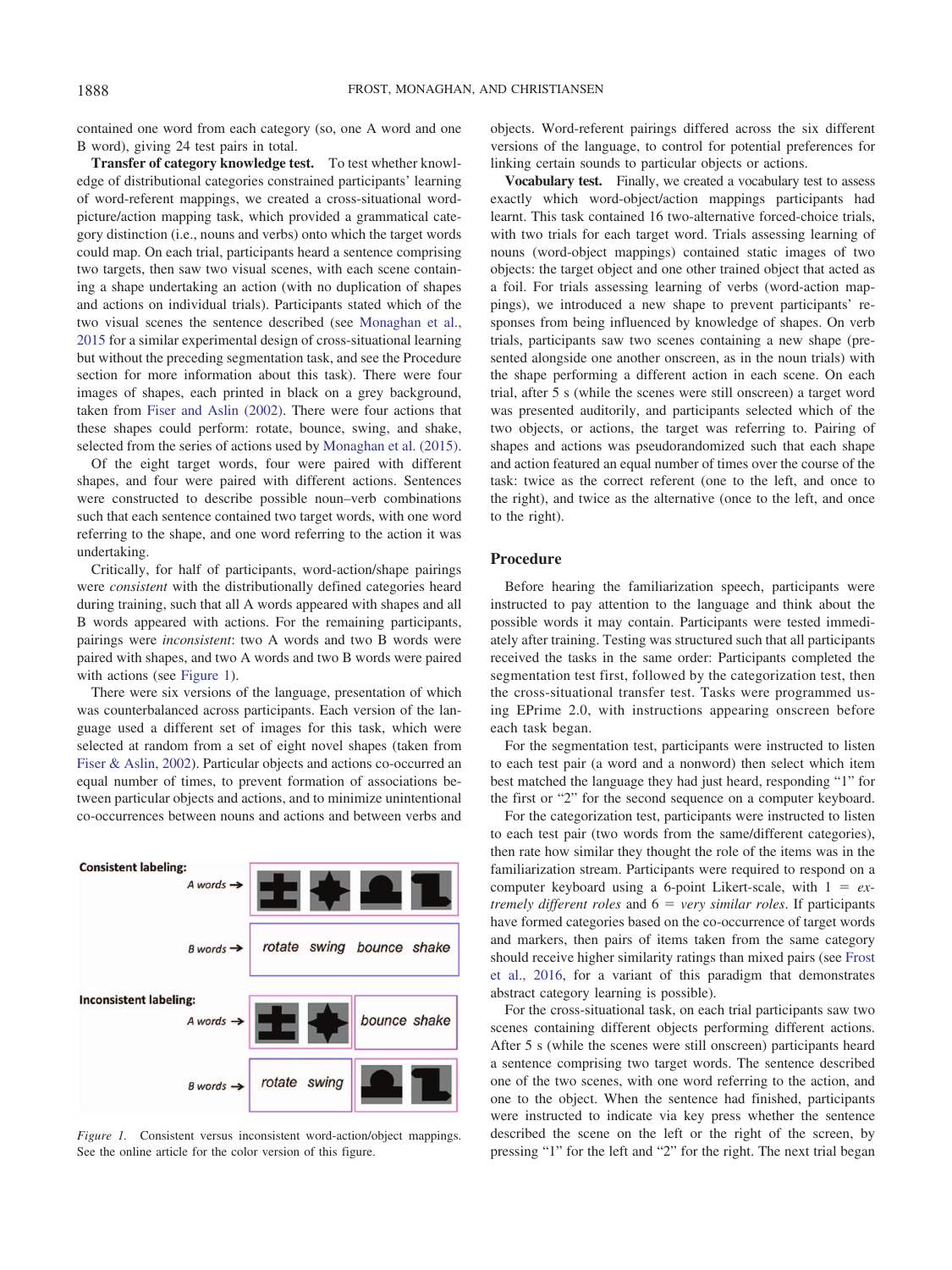contained one word from each category (so, one A word and one B word), giving 24 test pairs in total.

**Transfer of category knowledge test.** To test whether knowledge of distributional categories constrained participants' learning of word-referent mappings, we created a cross-situational word-picture/action mapping task, which provided a grammatical category distinction (i.e., nouns and verbs) onto which the target words could map. On each trial, participants heard a sentence comprising two targets, then saw two visual scenes, with each scene containing a shape undertaking an action (with no duplication of shapes and actions on individual trials). Participants stated which of the two visual scenes the sentence described (see Monaghan et al., 2015 for a similar experimental design of cross-situational learning but without the preceding segmentation task, and see the Procedure section for more information about this task). There were four images of shapes, each printed in black on a grey background, taken from Fiser and Aslin (2002). There were four actions that these shapes could perform: rotate, bounce, swing, and shake, selected from the series of actions used by Monaghan et al. (2015).

Of the eight target words, four were paired with different shapes, and four were paired with different actions. Sentences were constructed to describe possible noun–verb combinations such that each sentence contained two target words, with one word referring to the shape, and one word referring to the action it was undertaking.

Critically, for half of participants, word-action/shape pairings were *consistent* with the distributionally defined categories heard during training, such that all A words appeared with shapes and all B words appeared with actions. For the remaining participants, pairings were *inconsistent*: two A words and two B words were paired with shapes, and two A words and two B words were paired with actions (see Figure 1).

There were six versions of the language, presentation of which was counterbalanced across participants. Each version of the language used a different set of images for this task, which were selected at random from a set of eight novel shapes (taken from Fiser & Aslin, 2002). Particular objects and actions co-occurred an equal number of times, to prevent formation of associations between particular objects and actions, and to minimize unintentional co-occurrences between nouns and actions and between verbs and objects. Word-referent pairings differed across the six different versions of the language, to control for potential preferences for linking certain sounds to particular objects or actions.

Figure 1. Consistent versus inconsistent word-action/object mappings. See the online article for the color version of this figure.

**Vocabulary test.** Finally, we created a vocabulary test to assess exactly which word-object/action mappings participants had learnt. This task contained 16 two-alternative forced-choice trials, with two trials for each target word. Trials assessing learning of nouns (word-object mappings) contained static images of two objects: the target object and one other trained object that acted as a foil. For trials assessing learning of verbs (word-action mappings), we introduced a new shape to prevent participants' responses from being influenced by knowledge of shapes. On verb trials, participants saw two scenes containing a new shape (presented alongside one another onscreen, as in the noun trials) with the shape performing a different action in each scene. On each trial, after 5 s (while the scenes were still onscreen) a target word was presented auditorily, and participants selected which of the two objects, or actions, the target was referring to. Pairing of shapes and actions was pseudorandomized such that each shape and action featured an equal number of times over the course of the task: twice as the correct referent (one to the left, and once to the right), and twice as the alternative (once to the left, and once to the right).

## Procedure

Before hearing the familiarization speech, participants were instructed to pay attention to the language and think about the possible words it may contain. Participants were tested immediately after training. Testing was structured such that all participants received the tasks in the same order: Participants completed the segmentation test first, followed by the categorization test, then the cross-situational transfer test. Tasks were programmed using EPrime 2.0, with instructions appearing onscreen before each task began.

For the segmentation test, participants were instructed to listen to each test pair (a word and a nonword) then select which item best matched the language they had just heard, responding "1" for the first or "2" for the second sequence on a computer keyboard.

For the categorization test, participants were instructed to listen to each test pair (two words from the same/different categories), then rate how similar they thought the role of the items was in the familiarization stream. Participants were required to respond on a computer keyboard using a 6-point Likert-scale, with 1 = *extremely different roles* and 6 = *very similar roles*. If participants have formed categories based on the co-occurrence of target words and markers, then pairs of items taken from the same category should receive higher similarity ratings than mixed pairs (see Frost et al., 2016, for a variant of this paradigm that demonstrates abstract category learning is possible).

For the cross-situational task, on each trial participants saw two scenes containing different objects performing different actions. After 5 s (while the scenes were still onscreen) participants heard a sentence comprising two target words. The sentence described one of the two scenes, with one word referring to the action, and one to the object. When the sentence had finished, participants were instructed to indicate via key press whether the sentence described the scene on the left or the right of the screen, by pressing "1" for the left and "2" for the right. The next trial began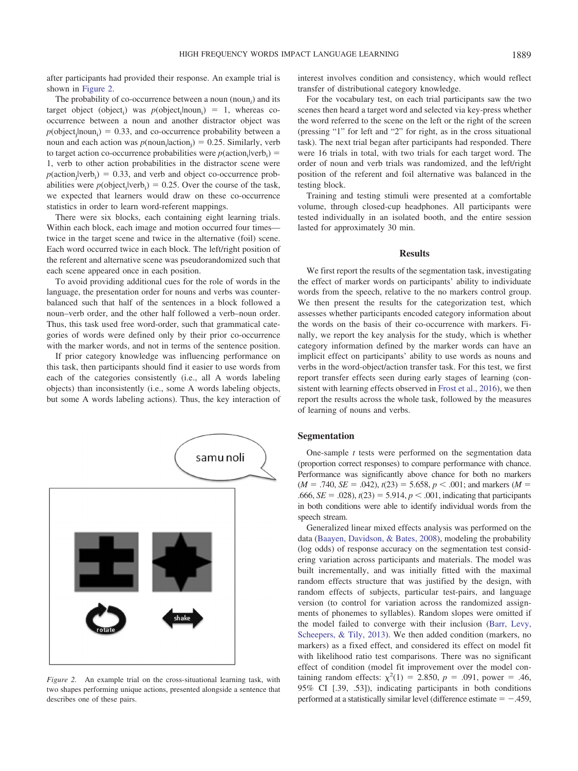after participants had provided their response. An example trial is shown in Figure 2.

The probability of co-occurrence between a noun ($noun_i$) and its target object ($object_i$) was $p(object_i|noun_i) = 1$, whereas co-occurrence between a noun and another distractor object was $p(object_j|noun_i) = 0.33$, and co-occurrence probability between a noun and each action was $p(noun_i|action_j) = 0.25$. Similarly, verb to target action co-occurrence probabilities were $p(action_i|verb_i) = 1$, verb to other action probabilities in the distractor scene were $p(action_j|verb_i) = 0.33$, and verb and object co-occurrence probabilities were $p(object_i|verb_i) = 0.25$. Over the course of the task, we expected that learners would draw on these co-occurrence statistics in order to learn word-referent mappings.

There were six blocks, each containing eight learning trials. Within each block, each image and motion occurred four times—twice in the target scene and twice in the alternative (foil) scene. Each word occurred twice in each block. The left/right position of the referent and alternative scene was pseudorandomized such that each scene appeared once in each position.

To avoid providing additional cues for the role of words in the language, the presentation order for nouns and verbs was counterbalanced such that half of the sentences in a block followed a noun–verb order, and the other half followed a verb–noun order. Thus, this task used free word-order, such that grammatical categories of words were defined only by their prior co-occurrence with the marker words, and not in terms of the sentence position.

If prior category knowledge was influencing performance on this task, then participants should find it easier to use words from each of the categories consistently (i.e., all A words labeling objects) than inconsistently (i.e., some A words labeling objects, but some A words labeling actions). Thus, the key interaction of interest involves condition and consistency, which would reflect transfer of distributional category knowledge.

*Figure 2.* An example trial on the cross-situational learning task, with two shapes performing unique actions, presented alongside a sentence that describes one of these pairs.

For the vocabulary test, on each trial participants saw the two scenes then heard a target word and selected via key-press whether the word referred to the scene on the left or the right of the screen (pressing "1" for left and "2" for right, as in the cross situational task). The next trial began after participants had responded. There were 16 trials in total, with two trials for each target word. The order of noun and verb trials was randomized, and the left/right position of the referent and foil alternative was balanced in the testing block.

Training and testing stimuli were presented at a comfortable volume, through closed-cup headphones. All participants were tested individually in an isolated booth, and the entire session lasted for approximately 30 min.

## Results

We first report the results of the segmentation task, investigating the effect of marker words on participants' ability to individuate words from the speech, relative to the no markers control group. We then present the results for the categorization test, which assesses whether participants encoded category information about the words on the basis of their co-occurrence with markers. Finally, we report the key analysis for the study, which is whether category information defined by the marker words can have an implicit effect on participants' ability to use words as nouns and verbs in the word-object/action transfer task. For this test, we first report transfer effects seen during early stages of learning (consistent with learning effects observed in Frost et al., 2016), we then report the results across the whole task, followed by the measures of learning of nouns and verbs.

### Segmentation

One-sample $t$ tests were performed on the segmentation data (proportion correct responses) to compare performance with chance. Performance was significantly above chance for both no markers ($M = .740$, $SE = .042$), $t(23) = 5.658$, $p < .001$; and markers ($M = .666$, $SE = .028$), $t(23) = 5.914$, $p < .001$, indicating that participants in both conditions were able to identify individual words from the speech stream.

Generalized linear mixed effects analysis was performed on the data (Baayen, Davidson, & Bates, 2008), modeling the probability (log odds) of response accuracy on the segmentation test considering variation across participants and materials. The model was built incrementally, and was initially fitted with the maximal random effects structure that was justified by the design, with random effects of subjects, particular test-pairs, and language version (to control for variation across the randomized assignments of phonemes to syllables). Random slopes were omitted if the model failed to converge with their inclusion (Barr, Levy, Scheepers, & Tily, 2013). We then added condition (markers, no markers) as a fixed effect, and considered its effect on model fit with likelihood ratio test comparisons. There was no significant effect of condition (model fit improvement over the model containing random effects: $\chi^2(1) = 2.850$, $p = .091$, power $= .46$, 95% CI [.39, .53]), indicating participants in both conditions performed at a statistically similar level (difference estimate $= -.459$,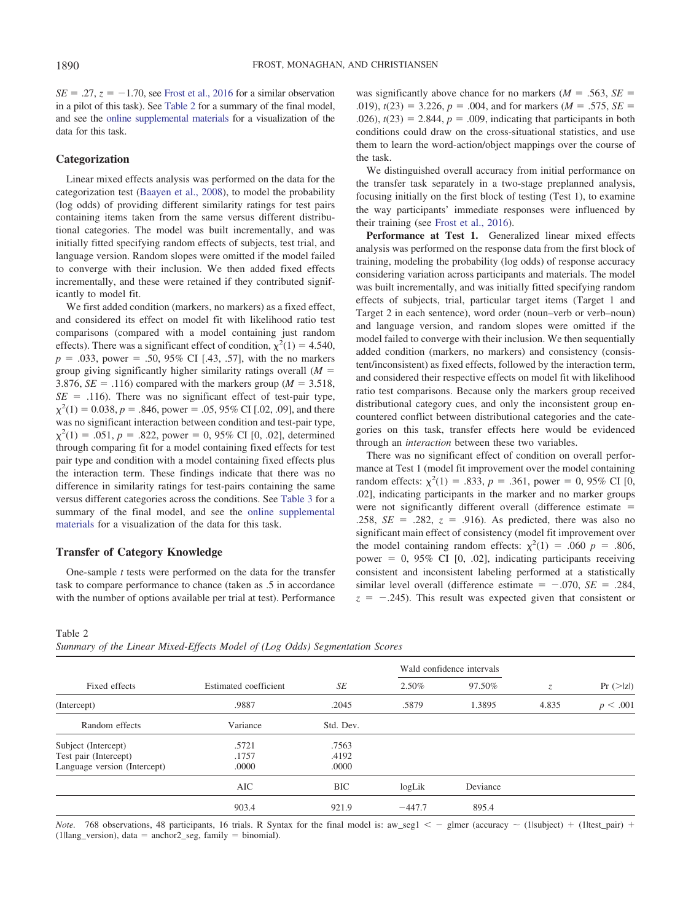$SE$ = .27, $z$ = −1.70, see Frost et al., 2016 for a similar observation in a pilot of this task). See Table 2 for a summary of the final model, and see the online supplemental materials for a visualization of the data for this task.

### Categorization

Linear mixed effects analysis was performed on the data for the categorization test (Baayen et al., 2008), to model the probability (log odds) of providing different similarity ratings for test pairs containing items taken from the same versus different distributional categories. The model was built incrementally, and was initially fitted specifying random effects of subjects, test trial, and language version. Random slopes were omitted if the model failed to converge with their inclusion. We then added fixed effects incrementally, and these were retained if they contributed significantly to model fit.

We first added condition (markers, no markers) as a fixed effect, and considered its effect on model fit with likelihood ratio test comparisons (compared with a model containing just random effects). There was a significant effect of condition, $\chi^2(1) = 4.540$, $p = .033$, power = .50, 95% CI [.43, .57], with the no markers group giving significantly higher similarity ratings overall ($M$ = 3.876, $SE$ = .116) compared with the markers group ($M$ = 3.518, $SE$ = .116). There was no significant effect of test-pair type, $\chi^2(1) = 0.038$, $p = .846$, power = .05, 95% CI [.02, .09], and there was no significant interaction between condition and test-pair type, $\chi^2(1) = .051$, $p = .822$, power = 0, 95% CI [0, .02], determined through comparing fit for a model containing fixed effects for test pair type and condition with a model containing fixed effects plus the interaction term. These findings indicate that there was no difference in similarity ratings for test-pairs containing the same versus different categories across the conditions. See Table 3 for a summary of the final model, and see the online supplemental materials for a visualization of the data for this task.

### Transfer of Category Knowledge

One-sample $t$ tests were performed on the data for the transfer task to compare performance to chance (taken as .5 in accordance with the number of options available per trial at test). Performance was significantly above chance for no markers ($M$ = .563, $SE$ = .019), $t(23) = 3.226$, $p = .004$, and for markers ($M$ = .575, $SE$ = .026), $t(23) = 2.844$, $p = .009$, indicating that participants in both conditions could draw on the cross-situational statistics, and use them to learn the word-action/object mappings over the course of the task.

We distinguished overall accuracy from initial performance on the transfer task separately in a two-stage preplanned analysis, focusing initially on the first block of testing (Test 1), to examine the way participants' immediate responses were influenced by their training (see Frost et al., 2016).

**Performance at Test 1.** Generalized linear mixed effects analysis was performed on the response data from the first block of training, modeling the probability (log odds) of response accuracy considering variation across participants and materials. The model was built incrementally, and was initially fitted specifying random effects of subjects, trial, particular target items (Target 1 and Target 2 in each sentence), word order (noun–verb or verb–noun) and language version, and random slopes were omitted if the model failed to converge with their inclusion. We then sequentially added condition (markers, no markers) and consistency (consistent/inconsistent) as fixed effects, followed by the interaction term, and considered their respective effects on model fit with likelihood ratio test comparisons. Because only the markers group received distributional category cues, and only the inconsistent group encountered conflict between distributional categories and the categories on this task, transfer effects here would be evidenced through an *interaction* between these two variables.

There was no significant effect of condition on overall performance at Test 1 (model fit improvement over the model containing random effects: $\chi^2(1) = .833$, $p = .361$, power = 0, 95% CI [0, .02], indicating participants in the marker and no marker groups were not significantly different overall (difference estimate = .258, $SE$ = .282, $z$ = .916). As predicted, there was also no significant main effect of consistency (model fit improvement over the model containing random effects: $\chi^2(1) = .060$ $p = .806$, power = 0, 95% CI [0, .02], indicating participants receiving consistent and inconsistent labeling performed at a statistically similar level overall (difference estimate = −.070, $SE$ = .284, $z$ = −.245). This result was expected given that consistent or

Table 2
*Summary of the Linear Mixed-Effects Model of (Log Odds) Segmentation Scores*

| Fixed effects | Estimated coefficient | $SE$ | Wald confidence intervals 2.50% | 97.50% | $z$ | Pr (>\|z\|) |
|---|---|---|---|---|---|---|
| (Intercept) | .9887 | .2045 | .5879 | 1.3895 | 4.835 | $p < .001$ |
| Random effects | Variance | Std. Dev. | | | | |
| Subject (Intercept) | .5721 | .7563 | | | | |
| Test pair (Intercept) | .1757 | .4192 | | | | |
| Language version (Intercept) | .0000 | .0000 | | | | |
| | AIC | BIC | logLik | Deviance | | |
| | 903.4 | 921.9 | −447.7 | 895.4 | | |

*Note.* 768 observations, 48 participants, 16 trials. R Syntax for the final model is: aw_seg1 < − glmer (accuracy ~ (1|subject) + (1|test_pair) + (1|lang_version), data = anchor2_seg, family = binomial).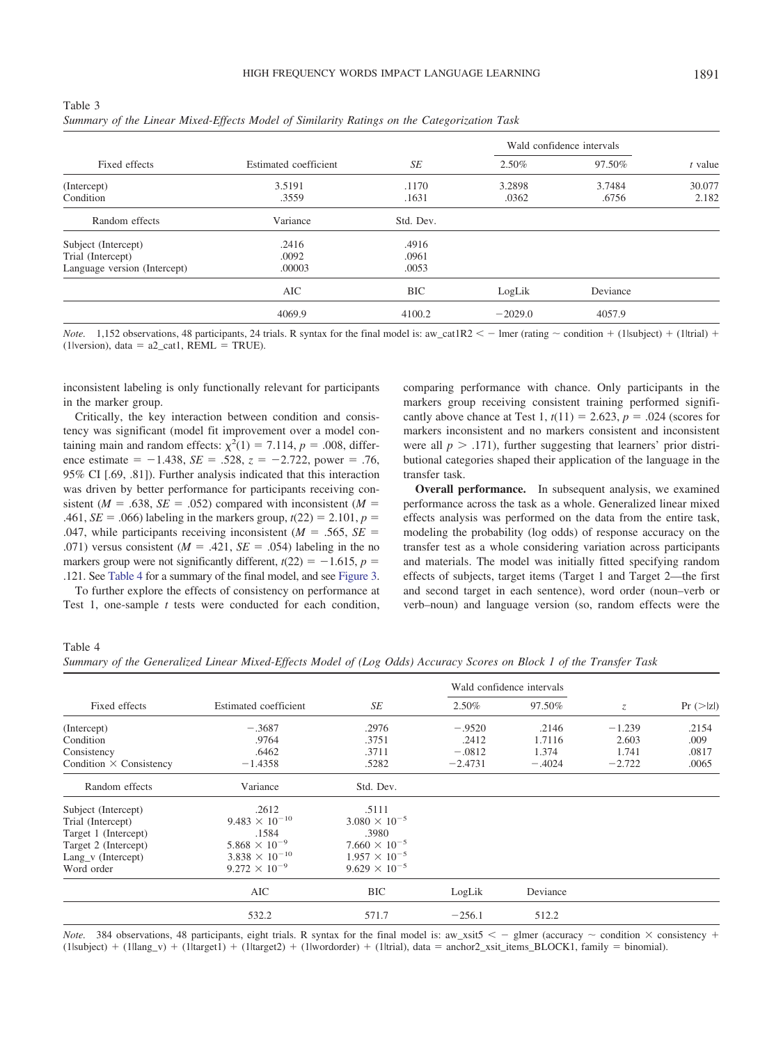Table 3
*Summary of the Linear Mixed-Effects Model of Similarity Ratings on the Categorization Task*

| Fixed effects | Estimated coefficient | *SE* | Wald confidence intervals | | *t* value |
|---|---|---|---|---|---|
| | | | 2.50% | 97.50% | |
| (Intercept) | 3.5191 | .1170 | 3.2898 | 3.7484 | 30.077 |
| Condition | .3559 | .1631 | .0362 | .6756 | 2.182 |
| Random effects | Variance | Std. Dev. | | | |
| Subject (Intercept) | .2416 | .4916 | | | |
| Trial (Intercept) | .0092 | .0961 | | | |
| Language version (Intercept) | .00003 | .0053 | | | |
| | AIC | BIC | LogLik | Deviance | |
| | 4069.9 | 4100.2 | −2029.0 | 4057.9 | |

*Note.* 1,152 observations, 48 participants, 24 trials. R syntax for the final model is: aw_cat1R2 < − lmer (rating ~ condition + (1|subject) + (1|trial) + (1|version), data = a2_cat1, REML = TRUE).

inconsistent labeling is only functionally relevant for participants in the marker group.

Critically, the key interaction between condition and consistency was significant (model fit improvement over a model containing main and random effects: $\chi^2(1) = 7.114$, $p = .008$, difference estimate $= -1.438$, $SE = .528$, $z = -2.722$, power = .76, 95% CI [.69, .81]). Further analysis indicated that this interaction was driven by better performance for participants receiving consistent ($M = .638$, $SE = .052$) compared with inconsistent ($M = .461$, $SE = .066$) labeling in the markers group, $t(22) = 2.101$, $p = .047$, while participants receiving inconsistent ($M = .565$, $SE = .071$) versus consistent ($M = .421$, $SE = .054$) labeling in the no markers group were not significantly different, $t(22) = -1.615$, $p = .121$. See Table 4 for a summary of the final model, and see Figure 3.

To further explore the effects of consistency on performance at Test 1, one-sample *t* tests were conducted for each condition, comparing performance with chance. Only participants in the markers group receiving consistent training performed significantly above chance at Test 1, $t(11) = 2.623$, $p = .024$ (scores for markers inconsistent and no markers consistent and inconsistent were all $p > .171$), further suggesting that learners' prior distributional categories shaped their application of the language in the transfer task.

**Overall performance.** In subsequent analysis, we examined performance across the task as a whole. Generalized linear mixed effects analysis was performed on the data from the entire task, modeling the probability (log odds) of response accuracy on the transfer test as a whole considering variation across participants and materials. The model was initially fitted specifying random effects of subjects, target items (Target 1 and Target 2—the first and second target in each sentence), word order (noun–verb or verb–noun) and language version (so, random effects were the

Table 4
*Summary of the Generalized Linear Mixed-Effects Model of (Log Odds) Accuracy Scores on Block 1 of the Transfer Task*

| Fixed effects | Estimated coefficient | *SE* | Wald confidence intervals | | *z* | Pr (>\|z\|) |
|---|---|---|---|---|---|---|
| | | | 2.50% | 97.50% | | |
| (Intercept) | −.3687 | .2976 | −.9520 | .2146 | −1.239 | .2154 |
| Condition | .9764 | .3751 | .2412 | 1.7116 | 2.603 | .009 |
| Consistency | .6462 | .3711 | −.0812 | 1.374 | 1.741 | .0817 |
| Condition × Consistency | −1.4358 | .5282 | −2.4731 | −.4024 | −2.722 | .0065 |
| Random effects | Variance | Std. Dev. | | | | |
| Subject (Intercept) | .2612 | .5111 | | | | |
| Trial (Intercept) | $9.483 \times 10^{-10}$ | $3.080 \times 10^{-5}$ | | | | |
| Target 1 (Intercept) | .1584 | .3980 | | | | |
| Target 2 (Intercept) | $5.868 \times 10^{-9}$ | $7.660 \times 10^{-5}$ | | | | |
| Lang_v (Intercept) | $3.838 \times 10^{-10}$ | $1.957 \times 10^{-5}$ | | | | |
| Word order | $9.272 \times 10^{-9}$ | $9.629 \times 10^{-5}$ | | | | |
| | AIC | BIC | LogLik | Deviance | | |
| | 532.2 | 571.7 | −256.1 | 512.2 | | |

*Note.* 384 observations, 48 participants, eight trials. R syntax for the final model is: aw_xsit5 < − glmer (accuracy ~ condition × consistency + (1|subject) + (1|lang_v) + (1|target1) + (1|target2) + (1|wordorder) + (1|trial), data = anchor2_xsit_items_BLOCK1, family = binomial).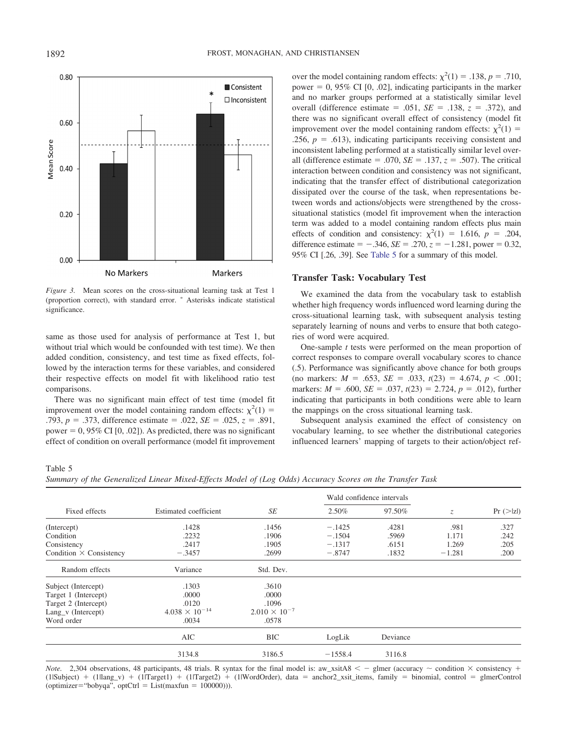Figure 3. Mean scores on the cross-situational learning task at Test 1 (proportion correct), with standard error. * Asterisks indicate statistical significance.

same as those used for analysis of performance at Test 1, but without trial which would be confounded with test time). We then added condition, consistency, and test time as fixed effects, followed by the interaction terms for these variables, and considered their respective effects on model fit with likelihood ratio test comparisons.

There was no significant main effect of test time (model fit improvement over the model containing random effects: $\chi^2(1) = .793$, $p = .373$, difference estimate $= .022$, $SE = .025$, $z = .891$, power $= 0$, 95% CI [0, .02]). As predicted, there was no significant effect of condition on overall performance (model fit improvement over the model containing random effects: $\chi^2(1) = .138$, $p = .710$, power $= 0$, 95% CI [0, .02], indicating participants in the marker and no marker groups performed at a statistically similar level overall (difference estimate $= .051$, $SE = .138$, $z = .372$), and there was no significant overall effect of consistency (model fit improvement over the model containing random effects: $\chi^2(1) = .256$, $p = .613$), indicating participants receiving consistent and inconsistent labeling performed at a statistically similar level overall (difference estimate $= .070$, $SE = .137$, $z = .507$). The critical interaction between condition and consistency was not significant, indicating that the transfer effect of distributional categorization dissipated over the course of the task, when representations between words and actions/objects were strengthened by the cross-situational statistics (model fit improvement when the interaction term was added to a model containing random effects plus main effects of condition and consistency: $\chi^2(1) = 1.616$, $p = .204$, difference estimate $= -.346$, $SE = .270$, $z = -1.281$, power $= 0.32$, 95% CI [.26, .39]. See Table 5 for a summary of this model.

### Transfer Task: Vocabulary Test

We examined the data from the vocabulary task to establish whether high frequency words influenced word learning during the cross-situational learning task, with subsequent analysis testing separately learning of nouns and verbs to ensure that both categories of word were acquired.

One-sample $t$ tests were performed on the mean proportion of correct responses to compare overall vocabulary scores to chance (.5). Performance was significantly above chance for both groups (no markers: $M = .653$, $SE = .033$, $t(23) = 4.674$, $p < .001$; markers: $M = .600$, $SE = .037$, $t(23) = 2.724$, $p = .012$), further indicating that participants in both conditions were able to learn the mappings on the cross situational learning task.

Subsequent analysis examined the effect of consistency on vocabulary learning, to see whether the distributional categories influenced learners' mapping of targets to their action/object ref-

Table 5
*Summary of the Generalized Linear Mixed-Effects Model of (Log Odds) Accuracy Scores on the Transfer Task*

| Fixed effects | Estimated coefficient | *SE* | Wald confidence intervals 2.50% | 97.50% | *z* | Pr (>\|z\|) |
|---|---|---|---|---|---|---|
| (Intercept) | .1428 | .1456 | −.1425 | .4281 | .981 | .327 |
| Condition | .2232 | .1906 | −.1504 | .5969 | 1.171 | .242 |
| Consistency | .2417 | .1905 | −.1317 | .6151 | 1.269 | .205 |
| Condition × Consistency | −.3457 | .2699 | −.8747 | .1832 | −1.281 | .200 |
| **Random effects** | **Variance** | **Std. Dev.** | | | | |
| Subject (Intercept) | .1303 | .3610 | | | | |
| Target 1 (Intercept) | .0000 | .0000 | | | | |
| Target 2 (Intercept) | .0120 | .1096 | | | | |
| Lang_v (Intercept) | $4.038 \times 10^{-14}$ | $2.010 \times 10^{-7}$ | | | | |
| Word order | .0034 | .0578 | | | | |
| | **AIC** | **BIC** | **LogLik** | **Deviance** | | |
| | 3134.8 | 3186.5 | −1558.4 | 3116.8 | | |

*Note.* 2,304 observations, 48 participants, 48 trials. R syntax for the final model is: aw_xsitA8 < − glmer (accuracy ~ condition × consistency + (1|Subject) + (1|lang_v) + (1|Target1) + (1|Target2) + (1|WordOrder), data = anchor2_xsit_items, family = binomial, control = glmerControl (optimizer="bobyqa", optCtrl = List(maxfun = 100000))).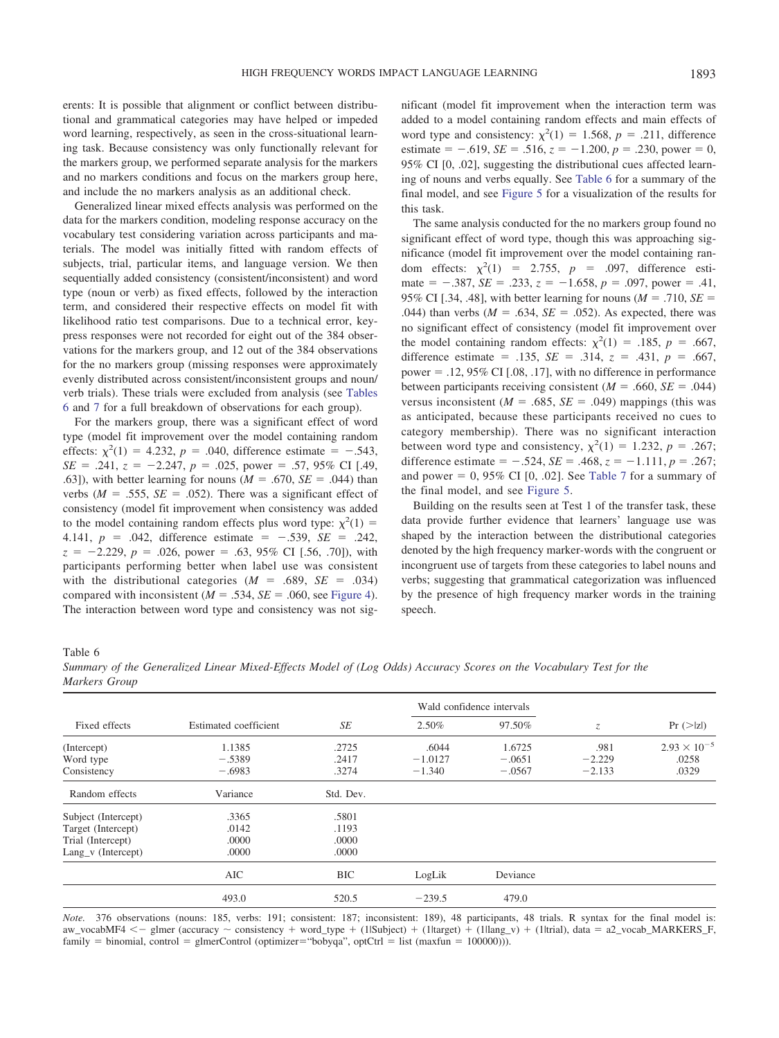erents: It is possible that alignment or conflict between distributional and grammatical categories may have helped or impeded word learning, respectively, as seen in the cross-situational learning task. Because consistency was only functionally relevant for the markers group, we performed separate analysis for the markers and no markers conditions and focus on the markers group here, and include the no markers analysis as an additional check.

Generalized linear mixed effects analysis was performed on the data for the markers condition, modeling response accuracy on the vocabulary test considering variation across participants and materials. The model was initially fitted with random effects of subjects, trial, particular items, and language version. We then sequentially added consistency (consistent/inconsistent) and word type (noun or verb) as fixed effects, followed by the interaction term, and considered their respective effects on model fit with likelihood ratio test comparisons. Due to a technical error, keypress responses were not recorded for eight out of the 384 observations for the markers group, and 12 out of the 384 observations for the no markers group (missing responses were approximately evenly distributed across consistent/inconsistent groups and noun/verb trials). These trials were excluded from analysis (see Tables 6 and 7 for a full breakdown of observations for each group).

For the markers group, there was a significant effect of word type (model fit improvement over the model containing random effects: $\chi^2(1) = 4.232$, $p = .040$, difference estimate $= -.543$, $SE = .241$, $z = -2.247$, $p = .025$, power $= .57$, 95% CI [.49, .63]), with better learning for nouns ($M = .670$, $SE = .044$) than verbs ($M = .555$, $SE = .052$). There was a significant effect of consistency (model fit improvement when consistency was added to the model containing random effects plus word type: $\chi^2(1) = 4.141$, $p = .042$, difference estimate $= -.539$, $SE = .242$, $z = -2.229$, $p = .026$, power $= .63$, 95% CI [.56, .70]), with participants performing better when label use was consistent with the distributional categories ($M = .689$, $SE = .034$) compared with inconsistent ($M = .534$, $SE = .060$, see Figure 4). The interaction between word type and consistency was not significant (model fit improvement when the interaction term was added to a model containing random effects and main effects of word type and consistency: $\chi^2(1) = 1.568$, $p = .211$, difference estimate $= -.619$, $SE = .516$, $z = -1.200$, $p = .230$, power $= 0$, 95% CI [0, .02], suggesting the distributional cues affected learning of nouns and verbs equally. See Table 6 for a summary of the final model, and see Figure 5 for a visualization of the results for this task.

The same analysis conducted for the no markers group found no significant effect of word type, though this was approaching significance (model fit improvement over the model containing random effects: $\chi^2(1) = 2.755$, $p = .097$, difference estimate $= -.387$, $SE = .233$, $z = -1.658$, $p = .097$, power $= .41$, 95% CI [.34, .48], with better learning for nouns ($M = .710$, $SE = .044$) than verbs ($M = .634$, $SE = .052$). As expected, there was no significant effect of consistency (model fit improvement over the model containing random effects: $\chi^2(1) = .185$, $p = .667$, difference estimate $= .135$, $SE = .314$, $z = .431$, $p = .667$, power $= .12$, 95% CI [.08, .17], with no difference in performance between participants receiving consistent ($M = .660$, $SE = .044$) versus inconsistent ($M = .685$, $SE = .049$) mappings (this was as anticipated, because these participants received no cues to category membership). There was no significant interaction between word type and consistency, $\chi^2(1) = 1.232$, $p = .267$; difference estimate $= -.524$, $SE = .468$, $z = -1.111$, $p = .267$; and power $= 0$, 95% CI [0, .02]. See Table 7 for a summary of the final model, and see Figure 5.

Building on the results seen at Test 1 of the transfer task, these data provide further evidence that learners' language use was shaped by the interaction between the distributional categories denoted by the high frequency marker-words with the congruent or incongruent use of targets from these categories to label nouns and verbs; suggesting that grammatical categorization was influenced by the presence of high frequency marker words in the training speech.

Table 6

*Summary of the Generalized Linear Mixed-Effects Model of (Log Odds) Accuracy Scores on the Vocabulary Test for the Markers Group*

| Fixed effects | Estimated coefficient | *SE* | Wald confidence intervals 2.50% | 97.50% | *z* | Pr (>\|z\|) |
|---|---|---|---|---|---|---|
| (Intercept) | 1.1385 | .2725 | .6044 | 1.6725 | .981 | $2.93 \times 10^{-5}$ |
| Word type | −.5389 | .2417 | −1.0127 | −.0651 | −2.229 | .0258 |
| Consistency | −.6983 | .3274 | −1.340 | −.0567 | −2.133 | .0329 |
| Random effects | Variance | Std. Dev. | | | | |
| Subject (Intercept) | .3365 | .5801 | | | | |
| Target (Intercept) | .0142 | .1193 | | | | |
| Trial (Intercept) | .0000 | .0000 | | | | |
| Lang_v (Intercept) | .0000 | .0000 | | | | |
| | AIC | BIC | LogLik | Deviance | | |
| | 493.0 | 520.5 | −239.5 | 479.0 | | |

*Note.* 376 observations (nouns: 185, verbs: 191; consistent: 187; inconsistent: 189), 48 participants, 48 trials. R syntax for the final model is: aw_vocabMF4 <− glmer (accuracy ~ consistency + word_type + (1|Subject) + (1|target) + (1|lang_v) + (1|trial), data = a2_vocab_MARKERS_F, family = binomial, control = glmerControl (optimizer="bobyqa", optCtrl = list (maxfun = 100000))).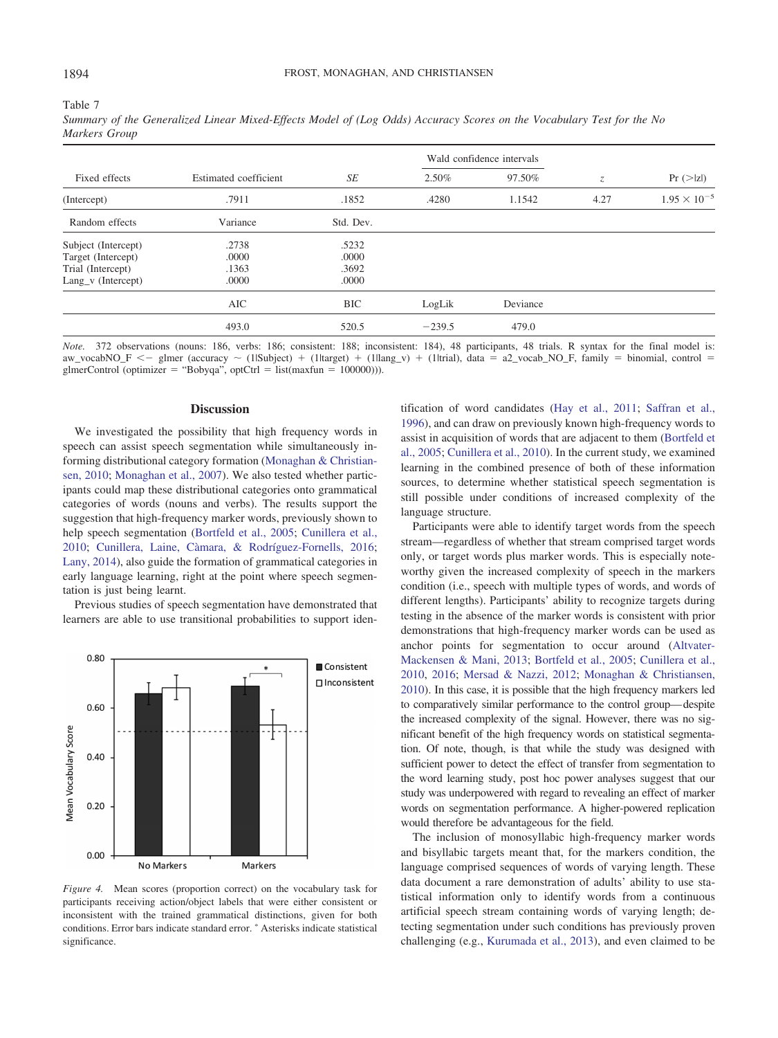Table 7

*Summary of the Generalized Linear Mixed-Effects Model of (Log Odds) Accuracy Scores on the Vocabulary Test for the No Markers Group*

| Fixed effects | Estimated coefficient | *SE* | Wald confidence intervals 2.50% | 97.50% | *z* | Pr (>\|z\|) |
|---|---|---|---|---|---|---|
| (Intercept) | .7911 | .1852 | .4280 | 1.1542 | 4.27 | $1.95 \times 10^{-5}$ |
| Random effects | Variance | Std. Dev. | | | | |
| Subject (Intercept) | .2738 | .5232 | | | | |
| Target (Intercept) | .0000 | .0000 | | | | |
| Trial (Intercept) | .1363 | .3692 | | | | |
| Lang_v (Intercept) | .0000 | .0000 | | | | |
| | AIC | BIC | LogLik | Deviance | | |
| | 493.0 | 520.5 | −239.5 | 479.0 | | |

*Note.* 372 observations (nouns: 186, verbs: 186; consistent: 188; inconsistent: 184), 48 participants, 48 trials. R syntax for the final model is: aw_vocabNO_F <− glmer (accuracy ~ (1|Subject) + (1|target) + (1|lang_v) + (1|trial), data = a2_vocab_NO_F, family = binomial, control = glmerControl (optimizer = "Bobyqa", optCtrl = list(maxfun = 100000))).

## Discussion

We investigated the possibility that high frequency words in speech can assist speech segmentation while simultaneously informing distributional category formation (Monaghan & Christiansen, 2010; Monaghan et al., 2007). We also tested whether participants could map these distributional categories onto grammatical categories of words (nouns and verbs). The results support the suggestion that high-frequency marker words, previously shown to help speech segmentation (Bortfeld et al., 2005; Cunillera et al., 2010; Cunillera, Laine, Càmara, & Rodríguez-Fornells, 2016; Lany, 2014), also guide the formation of grammatical categories in early language learning, right at the point where speech segmentation is just being learnt.

Previous studies of speech segmentation have demonstrated that learners are able to use transitional probabilities to support identification of word candidates (Hay et al., 2011; Saffran et al., 1996), and can draw on previously known high-frequency words to assist in acquisition of words that are adjacent to them (Bortfeld et al., 2005; Cunillera et al., 2010). In the current study, we examined learning in the combined presence of both of these information sources, to determine whether statistical speech segmentation is still possible under conditions of increased complexity of the language structure.

Participants were able to identify target words from the speech stream—regardless of whether that stream comprised target words only, or target words plus marker words. This is especially noteworthy given the increased complexity of speech in the markers condition (i.e., speech with multiple types of words, and words of different lengths). Participants' ability to recognize targets during testing in the absence of the marker words is consistent with prior demonstrations that high-frequency marker words can be used as anchor points for segmentation to occur around (Altvater-Mackensen & Mani, 2013; Bortfeld et al., 2005; Cunillera et al., 2010, 2016; Mersad & Nazzi, 2012; Monaghan & Christiansen, 2010). In this case, it is possible that the high frequency markers led to comparatively similar performance to the control group—despite the increased complexity of the signal. However, there was no significant benefit of the high frequency words on statistical segmentation. Of note, though, is that while the study was designed with sufficient power to detect the effect of transfer from segmentation to the word learning study, post hoc power analyses suggest that our study was underpowered with regard to revealing an effect of marker words on segmentation performance. A higher-powered replication would therefore be advantageous for the field.

The inclusion of monosyllabic high-frequency marker words and bisyllabic targets meant that, for the markers condition, the language comprised sequences of words of varying length. These data document a rare demonstration of adults' ability to use statistical information only to identify words from a continuous artificial speech stream containing words of varying length; detecting segmentation under such conditions has previously proven challenging (e.g., Kurumada et al., 2013), and even claimed to be

*Figure 4.* Mean scores (proportion correct) on the vocabulary task for participants receiving action/object labels that were either consistent or inconsistent with the trained grammatical distinctions, given for both conditions. Error bars indicate standard error. * Asterisks indicate statistical significance.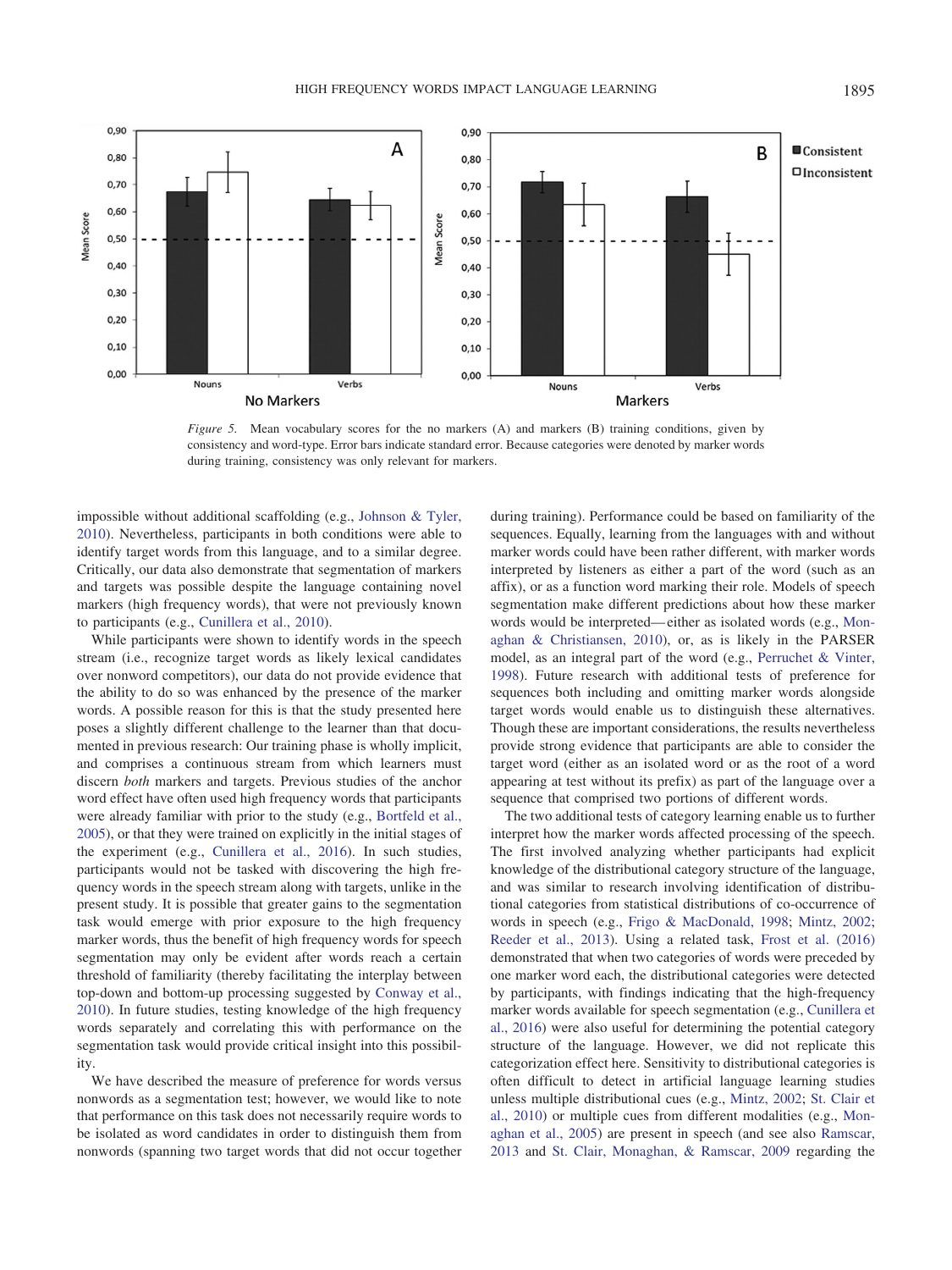*Figure 5.* Mean vocabulary scores for the no markers (A) and markers (B) training conditions, given by consistency and word-type. Error bars indicate standard error. Because categories were denoted by marker words during training, consistency was only relevant for markers.

impossible without additional scaffolding (e.g., Johnson & Tyler, 2010). Nevertheless, participants in both conditions were able to identify target words from this language, and to a similar degree. Critically, our data also demonstrate that segmentation of markers and targets was possible despite the language containing novel markers (high frequency words), that were not previously known to participants (e.g., Cunillera et al., 2010).

While participants were shown to identify words in the speech stream (i.e., recognize target words as likely lexical candidates over nonword competitors), our data do not provide evidence that the ability to do so was enhanced by the presence of the marker words. A possible reason for this is that the study presented here poses a slightly different challenge to the learner than that documented in previous research: Our training phase is wholly implicit, and comprises a continuous stream from which learners must discern *both* markers and targets. Previous studies of the anchor word effect have often used high frequency words that participants were already familiar with prior to the study (e.g., Bortfeld et al., 2005), or that they were trained on explicitly in the initial stages of the experiment (e.g., Cunillera et al., 2016). In such studies, participants would not be tasked with discovering the high frequency words in the speech stream along with targets, unlike in the present study. It is possible that greater gains to the segmentation task would emerge with prior exposure to the high frequency marker words, thus the benefit of high frequency words for speech segmentation may only be evident after words reach a certain threshold of familiarity (thereby facilitating the interplay between top-down and bottom-up processing suggested by Conway et al., 2010). In future studies, testing knowledge of the high frequency words separately and correlating this with performance on the segmentation task would provide critical insight into this possibility.

We have described the measure of preference for words versus nonwords as a segmentation test; however, we would like to note that performance on this task does not necessarily require words to be isolated as word candidates in order to distinguish them from nonwords (spanning two target words that did not occur together during training). Performance could be based on familiarity of the sequences. Equally, learning from the languages with and without marker words could have been rather different, with marker words interpreted by listeners as either a part of the word (such as an affix), or as a function word marking their role. Models of speech segmentation make different predictions about how these marker words would be interpreted—either as isolated words (e.g., Monaghan & Christiansen, 2010), or, as is likely in the PARSER model, as an integral part of the word (e.g., Perruchet & Vinter, 1998). Future research with additional tests of preference for sequences both including and omitting marker words alongside target words would enable us to distinguish these alternatives. Though these are important considerations, the results nevertheless provide strong evidence that participants are able to consider the target word (either as an isolated word or as the root of a word appearing at test without its prefix) as part of the language over a sequence that comprised two portions of different words.

The two additional tests of category learning enable us to further interpret how the marker words affected processing of the speech. The first involved analyzing whether participants had explicit knowledge of the distributional category structure of the language, and was similar to research involving identification of distributional categories from statistical distributions of co-occurrence of words in speech (e.g., Frigo & MacDonald, 1998; Mintz, 2002; Reeder et al., 2013). Using a related task, Frost et al. (2016) demonstrated that when two categories of words were preceded by one marker word each, the distributional categories were detected by participants, with findings indicating that the high-frequency marker words available for speech segmentation (e.g., Cunillera et al., 2016) were also useful for determining the potential category structure of the language. However, we did not replicate this categorization effect here. Sensitivity to distributional categories is often difficult to detect in artificial language learning studies unless multiple distributional cues (e.g., Mintz, 2002; St. Clair et al., 2010) or multiple cues from different modalities (e.g., Monaghan et al., 2005) are present in speech (and see also Ramscar, 2013 and St. Clair, Monaghan, & Ramscar, 2009 regarding the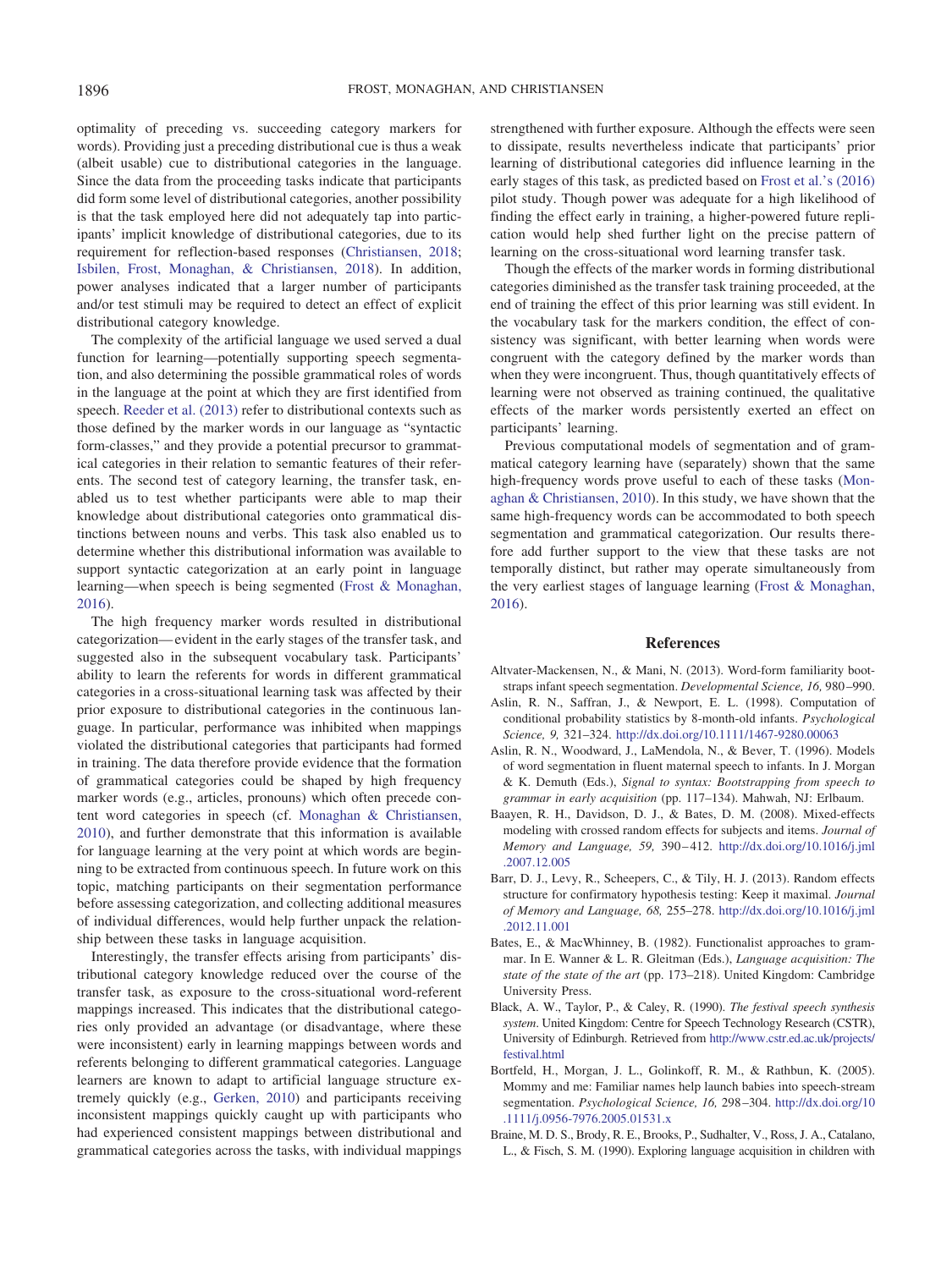optimality of preceding vs. succeeding category markers for words). Providing just a preceding distributional cue is thus a weak (albeit usable) cue to distributional categories in the language. Since the data from the proceeding tasks indicate that participants did form some level of distributional categories, another possibility is that the task employed here did not adequately tap into participants' implicit knowledge of distributional categories, due to its requirement for reflection-based responses (Christiansen, 2018; Isbilen, Frost, Monaghan, & Christiansen, 2018). In addition, power analyses indicated that a larger number of participants and/or test stimuli may be required to detect an effect of explicit distributional category knowledge.

The complexity of the artificial language we used served a dual function for learning—potentially supporting speech segmentation, and also determining the possible grammatical roles of words in the language at the point at which they are first identified from speech. Reeder et al. (2013) refer to distributional contexts such as those defined by the marker words in our language as "syntactic form-classes," and they provide a potential precursor to grammatical categories in their relation to semantic features of their referents. The second test of category learning, the transfer task, enabled us to test whether participants were able to map their knowledge about distributional categories onto grammatical distinctions between nouns and verbs. This task also enabled us to determine whether this distributional information was available to support syntactic categorization at an early point in language learning—when speech is being segmented (Frost & Monaghan, 2016).

The high frequency marker words resulted in distributional categorization—evident in the early stages of the transfer task, and suggested also in the subsequent vocabulary task. Participants' ability to learn the referents for words in different grammatical categories in a cross-situational learning task was affected by their prior exposure to distributional categories in the continuous language. In particular, performance was inhibited when mappings violated the distributional categories that participants had formed in training. The data therefore provide evidence that the formation of grammatical categories could be shaped by high frequency marker words (e.g., articles, pronouns) which often precede content word categories in speech (cf. Monaghan & Christiansen, 2010), and further demonstrate that this information is available for language learning at the very point at which words are beginning to be extracted from continuous speech. In future work on this topic, matching participants on their segmentation performance before assessing categorization, and collecting additional measures of individual differences, would help further unpack the relationship between these tasks in language acquisition.

Interestingly, the transfer effects arising from participants' distributional category knowledge reduced over the course of the transfer task, as exposure to the cross-situational word-referent mappings increased. This indicates that the distributional categories only provided an advantage (or disadvantage, where these were inconsistent) early in learning mappings between words and referents belonging to different grammatical categories. Language learners are known to adapt to artificial language structure extremely quickly (e.g., Gerken, 2010) and participants receiving inconsistent mappings quickly caught up with participants who had experienced consistent mappings between distributional and grammatical categories across the tasks, with individual mappings strengthened with further exposure. Although the effects were seen to dissipate, results nevertheless indicate that participants' prior learning of distributional categories did influence learning in the early stages of this task, as predicted based on Frost et al.'s (2016) pilot study. Though power was adequate for a high likelihood of finding the effect early in training, a higher-powered future replication would help shed further light on the precise pattern of learning on the cross-situational word learning transfer task.

Though the effects of the marker words in forming distributional categories diminished as the transfer task training proceeded, at the end of training the effect of this prior learning was still evident. In the vocabulary task for the markers condition, the effect of consistency was significant, with better learning when words were congruent with the category defined by the marker words than when they were incongruent. Thus, though quantitatively effects of learning were not observed as training continued, the qualitative effects of the marker words persistently exerted an effect on participants' learning.

Previous computational models of segmentation and of grammatical category learning have (separately) shown that the same high-frequency words prove useful to each of these tasks (Monaghan & Christiansen, 2010). In this study, we have shown that the same high-frequency words can be accommodated to both speech segmentation and grammatical categorization. Our results therefore add further support to the view that these tasks are not temporally distinct, but rather may operate simultaneously from the very earliest stages of language learning (Frost & Monaghan, 2016).

## References

Altvater-Mackensen, N., & Mani, N. (2013). Word-form familiarity bootstraps infant speech segmentation. *Developmental Science, 16,* 980–990.

Aslin, R. N., Saffran, J., & Newport, E. L. (1998). Computation of conditional probability statistics by 8-month-old infants. *Psychological Science, 9,* 321–324. http://dx.doi.org/10.1111/1467-9280.00063

Aslin, R. N., Woodward, J., LaMendola, N., & Bever, T. (1996). Models of word segmentation in fluent maternal speech to infants. In J. Morgan & K. Demuth (Eds.), *Signal to syntax: Bootstrapping from speech to grammar in early acquisition* (pp. 117–134). Mahwah, NJ: Erlbaum.

Baayen, R. H., Davidson, D. J., & Bates, D. M. (2008). Mixed-effects modeling with crossed random effects for subjects and items. *Journal of Memory and Language, 59,* 390–412. http://dx.doi.org/10.1016/j.jml.2007.12.005

Barr, D. J., Levy, R., Scheepers, C., & Tily, H. J. (2013). Random effects structure for confirmatory hypothesis testing: Keep it maximal. *Journal of Memory and Language, 68,* 255–278. http://dx.doi.org/10.1016/j.jml.2012.11.001

Bates, E., & MacWhinney, B. (1982). Functionalist approaches to grammar. In E. Wanner & L. R. Gleitman (Eds.), *Language acquisition: The state of the state of the art* (pp. 173–218). United Kingdom: Cambridge University Press.

Black, A. W., Taylor, P., & Caley, R. (1990). *The festival speech synthesis system*. United Kingdom: Centre for Speech Technology Research (CSTR), University of Edinburgh. Retrieved from http://www.cstr.ed.ac.uk/projects/festival.html

Bortfeld, H., Morgan, J. L., Golinkoff, R. M., & Rathbun, K. (2005). Mommy and me: Familiar names help launch babies into speech-stream segmentation. *Psychological Science, 16,* 298–304. http://dx.doi.org/10.1111/j.0956-7976.2005.01531.x

Braine, M. D. S., Brody, R. E., Brooks, P., Sudhalter, V., Ross, J. A., Catalano, L., & Fisch, S. M. (1990). Exploring language acquisition in children with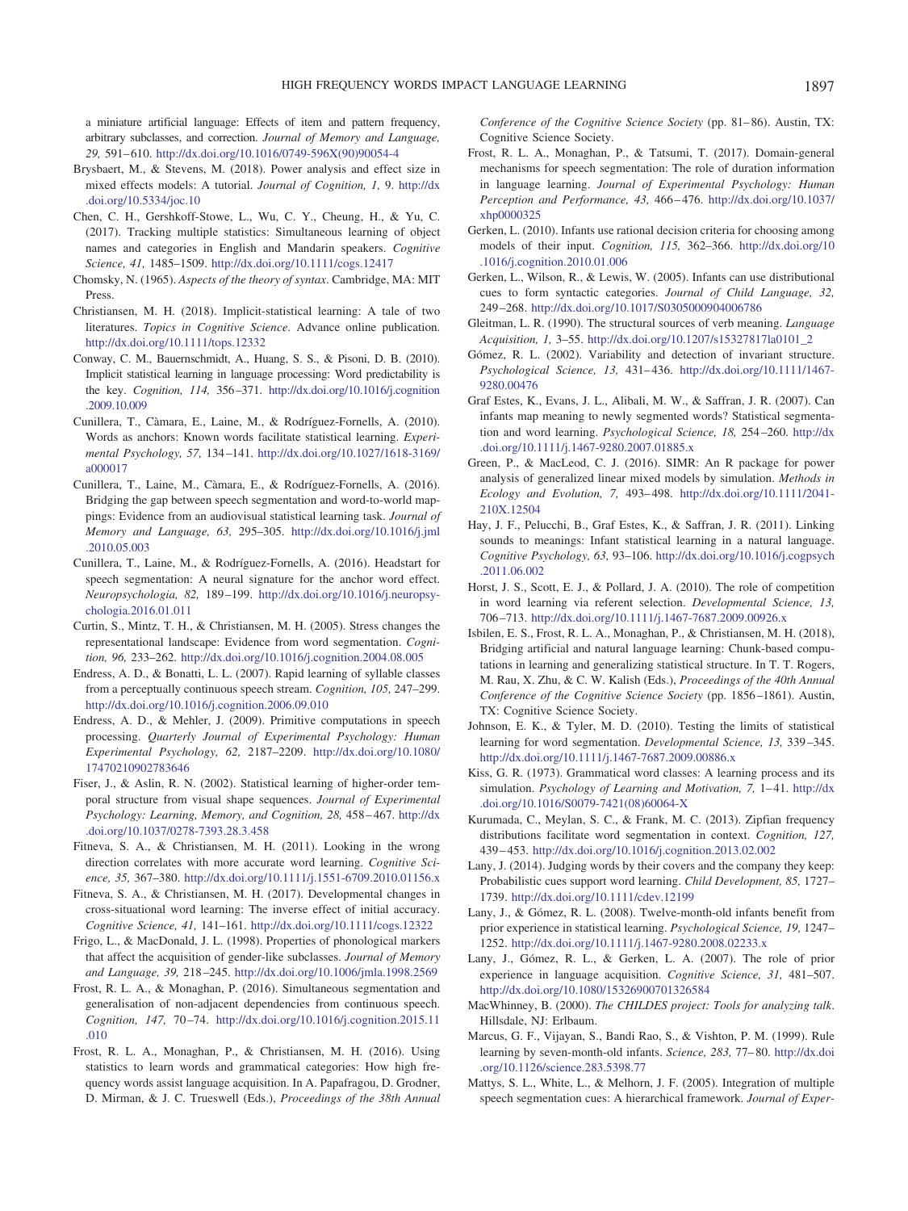a miniature artificial language: Effects of item and pattern frequency, arbitrary subclasses, and correction. *Journal of Memory and Language, 29,* 591–610. http://dx.doi.org/10.1016/0749-596X(90)90054-4

Brysbaert, M., & Stevens, M. (2018). Power analysis and effect size in mixed effects models: A tutorial. *Journal of Cognition, 1,* 9. http://dx.doi.org/10.5334/joc.10

Chen, C. H., Gershkoff-Stowe, L., Wu, C. Y., Cheung, H., & Yu, C. (2017). Tracking multiple statistics: Simultaneous learning of object names and categories in English and Mandarin speakers. *Cognitive Science, 41,* 1485–1509. http://dx.doi.org/10.1111/cogs.12417

Chomsky, N. (1965). *Aspects of the theory of syntax*. Cambridge, MA: MIT Press.

Christiansen, M. H. (2018). Implicit-statistical learning: A tale of two literatures. *Topics in Cognitive Science*. Advance online publication. http://dx.doi.org/10.1111/tops.12332

Conway, C. M., Bauernschmidt, A., Huang, S. S., & Pisoni, D. B. (2010). Implicit statistical learning in language processing: Word predictability is the key. *Cognition, 114,* 356–371. http://dx.doi.org/10.1016/j.cognition.2009.10.009

Cunillera, T., Càmara, E., Laine, M., & Rodríguez-Fornells, A. (2010). Words as anchors: Known words facilitate statistical learning. *Experimental Psychology, 57,* 134–141. http://dx.doi.org/10.1027/1618-3169/a000017

Cunillera, T., Laine, M., Càmara, E., & Rodríguez-Fornells, A. (2016). Bridging the gap between speech segmentation and word-to-world mappings: Evidence from an audiovisual statistical learning task. *Journal of Memory and Language, 63,* 295–305. http://dx.doi.org/10.1016/j.jml.2010.05.003

Cunillera, T., Laine, M., & Rodríguez-Fornells, A. (2016). Headstart for speech segmentation: A neural signature for the anchor word effect. *Neuropsychologia, 82,* 189–199. http://dx.doi.org/10.1016/j.neuropsychologia.2016.01.011

Curtin, S., Mintz, T. H., & Christiansen, M. H. (2005). Stress changes the representational landscape: Evidence from word segmentation. *Cognition, 96,* 233–262. http://dx.doi.org/10.1016/j.cognition.2004.08.005

Endress, A. D., & Bonatti, L. L. (2007). Rapid learning of syllable classes from a perceptually continuous speech stream. *Cognition, 105,* 247–299. http://dx.doi.org/10.1016/j.cognition.2006.09.010

Endress, A. D., & Mehler, J. (2009). Primitive computations in speech processing. *Quarterly Journal of Experimental Psychology: Human Experimental Psychology, 62,* 2187–2209. http://dx.doi.org/10.1080/17470210902783646

Fiser, J., & Aslin, R. N. (2002). Statistical learning of higher-order temporal structure from visual shape sequences. *Journal of Experimental Psychology: Learning, Memory, and Cognition, 28,* 458–467. http://dx.doi.org/10.1037/0278-7393.28.3.458

Fitneva, S. A., & Christiansen, M. H. (2011). Looking in the wrong direction correlates with more accurate word learning. *Cognitive Science, 35,* 367–380. http://dx.doi.org/10.1111/j.1551-6709.2010.01156.x

Fitneva, S. A., & Christiansen, M. H. (2017). Developmental changes in cross-situational word learning: The inverse effect of initial accuracy. *Cognitive Science, 41,* 141–161. http://dx.doi.org/10.1111/cogs.12322

Frigo, L., & MacDonald, J. L. (1998). Properties of phonological markers that affect the acquisition of gender-like subclasses. *Journal of Memory and Language, 39,* 218–245. http://dx.doi.org/10.1006/jmla.1998.2569

Frost, R. L. A., & Monaghan, P. (2016). Simultaneous segmentation and generalisation of non-adjacent dependencies from continuous speech. *Cognition, 147,* 70–74. http://dx.doi.org/10.1016/j.cognition.2015.11.010

Frost, R. L. A., Monaghan, P., & Christiansen, M. H. (2016). Using statistics to learn words and grammatical categories: How high frequency words assist language acquisition. In A. Papafragou, D. Grodner, D. Mirman, & J. C. Trueswell (Eds.), *Proceedings of the 38th Annual Conference of the Cognitive Science Society* (pp. 81–86). Austin, TX: Cognitive Science Society.

Frost, R. L. A., Monaghan, P., & Tatsumi, T. (2017). Domain-general mechanisms for speech segmentation: The role of duration information in language learning. *Journal of Experimental Psychology: Human Perception and Performance, 43,* 466–476. http://dx.doi.org/10.1037/xhp0000325

Gerken, L. (2010). Infants use rational decision criteria for choosing among models of their input. *Cognition, 115,* 362–366. http://dx.doi.org/10.1016/j.cognition.2010.01.006

Gerken, L., Wilson, R., & Lewis, W. (2005). Infants can use distributional cues to form syntactic categories. *Journal of Child Language, 32,* 249–268. http://dx.doi.org/10.1017/S0305000904006786

Gleitman, L. R. (1990). The structural sources of verb meaning. *Language Acquisition, 1,* 3–55. http://dx.doi.org/10.1207/s15327817la0101_2

Gómez, R. L. (2002). Variability and detection of invariant structure. *Psychological Science, 13,* 431–436. http://dx.doi.org/10.1111/1467-9280.00476

Graf Estes, K., Evans, J. L., Alibali, M. W., & Saffran, J. R. (2007). Can infants map meaning to newly segmented words? Statistical segmentation and word learning. *Psychological Science, 18,* 254–260. http://dx.doi.org/10.1111/j.1467-9280.2007.01885.x

Green, P., & MacLeod, C. J. (2016). SIMR: An R package for power analysis of generalized linear mixed models by simulation. *Methods in Ecology and Evolution, 7,* 493–498. http://dx.doi.org/10.1111/2041-210X.12504

Hay, J. F., Pelucchi, B., Graf Estes, K., & Saffran, J. R. (2011). Linking sounds to meanings: Infant statistical learning in a natural language. *Cognitive Psychology, 63,* 93–106. http://dx.doi.org/10.1016/j.cogpsych.2011.06.002

Horst, J. S., Scott, E. J., & Pollard, J. A. (2010). The role of competition in word learning via referent selection. *Developmental Science, 13,* 706–713. http://dx.doi.org/10.1111/j.1467-7687.2009.00926.x

Isbilen, E. S., Frost, R. L. A., Monaghan, P., & Christiansen, M. H. (2018), Bridging artificial and natural language learning: Chunk-based computations in learning and generalizing statistical structure. In T. T. Rogers, M. Rau, X. Zhu, & C. W. Kalish (Eds.), *Proceedings of the 40th Annual Conference of the Cognitive Science Society* (pp. 1856–1861). Austin, TX: Cognitive Science Society.

Johnson, E. K., & Tyler, M. D. (2010). Testing the limits of statistical learning for word segmentation. *Developmental Science, 13,* 339–345. http://dx.doi.org/10.1111/j.1467-7687.2009.00886.x

Kiss, G. R. (1973). Grammatical word classes: A learning process and its simulation. *Psychology of Learning and Motivation, 7,* 1–41. http://dx.doi.org/10.1016/S0079-7421(08)60064-X

Kurumada, C., Meylan, S. C., & Frank, M. C. (2013). Zipfian frequency distributions facilitate word segmentation in context. *Cognition, 127,* 439–453. http://dx.doi.org/10.1016/j.cognition.2013.02.002

Lany, J. (2014). Judging words by their covers and the company they keep: Probabilistic cues support word learning. *Child Development, 85,* 1727–1739. http://dx.doi.org/10.1111/cdev.12199

Lany, J., & Gómez, R. L. (2008). Twelve-month-old infants benefit from prior experience in statistical learning. *Psychological Science, 19,* 1247–1252. http://dx.doi.org/10.1111/j.1467-9280.2008.02233.x

Lany, J., Gómez, R. L., & Gerken, L. A. (2007). The role of prior experience in language acquisition. *Cognitive Science, 31,* 481–507. http://dx.doi.org/10.1080/15326900701326584

MacWhinney, B. (2000). *The CHILDES project: Tools for analyzing talk*. Hillsdale, NJ: Erlbaum.

Marcus, G. F., Vijayan, S., Bandi Rao, S., & Vishton, P. M. (1999). Rule learning by seven-month-old infants. *Science, 283,* 77–80. http://dx.doi.org/10.1126/science.283.5398.77

Mattys, S. L., White, L., & Melhorn, J. F. (2005). Integration of multiple speech segmentation cues: A hierarchical framework. *Journal of Exper-*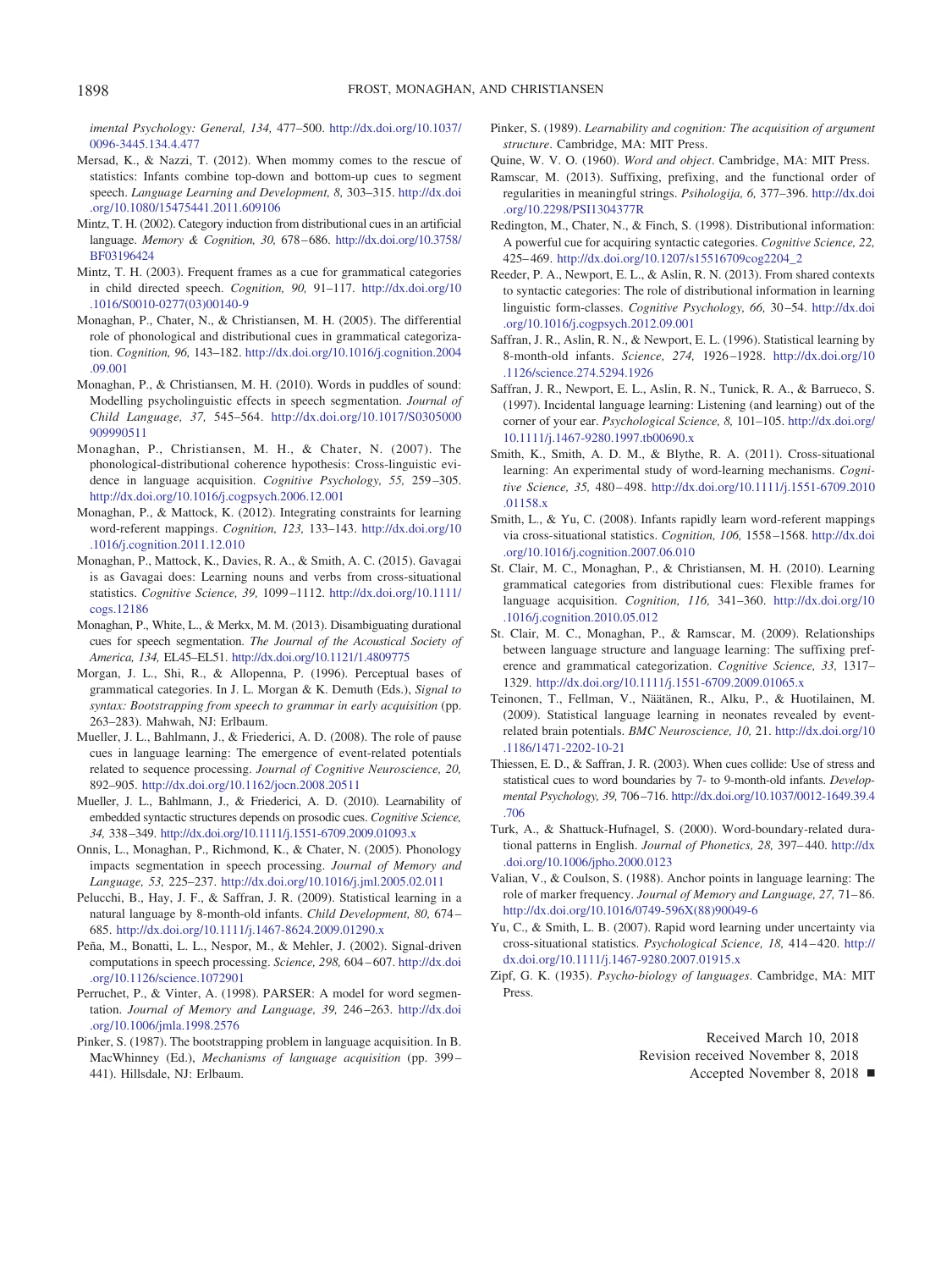*imental Psychology: General, 134,* 477–500. http://dx.doi.org/10.1037/0096-3445.134.4.477

Mersad, K., & Nazzi, T. (2012). When mommy comes to the rescue of statistics: Infants combine top-down and bottom-up cues to segment speech. *Language Learning and Development, 8,* 303–315. http://dx.doi.org/10.1080/15475441.2011.609106

Mintz, T. H. (2002). Category induction from distributional cues in an artificial language. *Memory & Cognition, 30,* 678–686. http://dx.doi.org/10.3758/BF03196424

Mintz, T. H. (2003). Frequent frames as a cue for grammatical categories in child directed speech. *Cognition, 90,* 91–117. http://dx.doi.org/10.1016/S0010-0277(03)00140-9

Monaghan, P., Chater, N., & Christiansen, M. H. (2005). The differential role of phonological and distributional cues in grammatical categorization. *Cognition, 96,* 143–182. http://dx.doi.org/10.1016/j.cognition.2004.09.001

Monaghan, P., & Christiansen, M. H. (2010). Words in puddles of sound: Modelling psycholinguistic effects in speech segmentation. *Journal of Child Language, 37,* 545–564. http://dx.doi.org/10.1017/S0305000909990511

Monaghan, P., Christiansen, M. H., & Chater, N. (2007). The phonological-distributional coherence hypothesis: Cross-linguistic evidence in language acquisition. *Cognitive Psychology, 55,* 259–305. http://dx.doi.org/10.1016/j.cogpsych.2006.12.001

Monaghan, P., & Mattock, K. (2012). Integrating constraints for learning word-referent mappings. *Cognition, 123,* 133–143. http://dx.doi.org/10.1016/j.cognition.2011.12.010

Monaghan, P., Mattock, K., Davies, R. A., & Smith, A. C. (2015). Gavagai is as Gavagai does: Learning nouns and verbs from cross-situational statistics. *Cognitive Science, 39,* 1099–1112. http://dx.doi.org/10.1111/cogs.12186

Monaghan, P., White, L., & Merkx, M. M. (2013). Disambiguating durational cues for speech segmentation. *The Journal of the Acoustical Society of America, 134,* EL45–EL51. http://dx.doi.org/10.1121/1.4809775

Morgan, J. L., Shi, R., & Allopenna, P. (1996). Perceptual bases of grammatical categories. In J. L. Morgan & K. Demuth (Eds.), *Signal to syntax: Bootstrapping from speech to grammar in early acquisition* (pp. 263–283). Mahwah, NJ: Erlbaum.

Mueller, J. L., Bahlmann, J., & Friederici, A. D. (2008). The role of pause cues in language learning: The emergence of event-related potentials related to sequence processing. *Journal of Cognitive Neuroscience, 20,* 892–905. http://dx.doi.org/10.1162/jocn.2008.20511

Mueller, J. L., Bahlmann, J., & Friederici, A. D. (2010). Learnability of embedded syntactic structures depends on prosodic cues. *Cognitive Science, 34,* 338–349. http://dx.doi.org/10.1111/j.1551-6709.2009.01093.x

Onnis, L., Monaghan, P., Richmond, K., & Chater, N. (2005). Phonology impacts segmentation in speech processing. *Journal of Memory and Language, 53,* 225–237. http://dx.doi.org/10.1016/j.jml.2005.02.011

Pelucchi, B., Hay, J. F., & Saffran, J. R. (2009). Statistical learning in a natural language by 8-month-old infants. *Child Development, 80,* 674–685. http://dx.doi.org/10.1111/j.1467-8624.2009.01290.x

Peña, M., Bonatti, L. L., Nespor, M., & Mehler, J. (2002). Signal-driven computations in speech processing. *Science, 298,* 604–607. http://dx.doi.org/10.1126/science.1072901

Perruchet, P., & Vinter, A. (1998). PARSER: A model for word segmentation. *Journal of Memory and Language, 39,* 246–263. http://dx.doi.org/10.1006/jmla.1998.2576

Pinker, S. (1987). The bootstrapping problem in language acquisition. In B. MacWhinney (Ed.), *Mechanisms of language acquisition* (pp. 399–441). Hillsdale, NJ: Erlbaum.

Pinker, S. (1989). *Learnability and cognition: The acquisition of argument structure*. Cambridge, MA: MIT Press.

Quine, W. V. O. (1960). *Word and object*. Cambridge, MA: MIT Press.

Ramscar, M. (2013). Suffixing, prefixing, and the functional order of regularities in meaningful strings. *Psihologija, 6,* 377–396. http://dx.doi.org/10.2298/PSI1304377R

Redington, M., Chater, N., & Finch, S. (1998). Distributional information: A powerful cue for acquiring syntactic categories. *Cognitive Science, 22,* 425–469. http://dx.doi.org/10.1207/s15516709cog2204_2

Reeder, P. A., Newport, E. L., & Aslin, R. N. (2013). From shared contexts to syntactic categories: The role of distributional information in learning linguistic form-classes. *Cognitive Psychology, 66,* 30–54. http://dx.doi.org/10.1016/j.cogpsych.2012.09.001

Saffran, J. R., Aslin, R. N., & Newport, E. L. (1996). Statistical learning by 8-month-old infants. *Science, 274,* 1926–1928. http://dx.doi.org/10.1126/science.274.5294.1926

Saffran, J. R., Newport, E. L., Aslin, R. N., Tunick, R. A., & Barrueco, S. (1997). Incidental language learning: Listening (and learning) out of the corner of your ear. *Psychological Science, 8,* 101–105. http://dx.doi.org/10.1111/j.1467-9280.1997.tb00690.x

Smith, K., Smith, A. D. M., & Blythe, R. A. (2011). Cross-situational learning: An experimental study of word-learning mechanisms. *Cognitive Science, 35,* 480–498. http://dx.doi.org/10.1111/j.1551-6709.2010.01158.x

Smith, L., & Yu, C. (2008). Infants rapidly learn word-referent mappings via cross-situational statistics. *Cognition, 106,* 1558–1568. http://dx.doi.org/10.1016/j.cognition.2007.06.010

St. Clair, M. C., Monaghan, P., & Christiansen, M. H. (2010). Learning grammatical categories from distributional cues: Flexible frames for language acquisition. *Cognition, 116,* 341–360. http://dx.doi.org/10.1016/j.cognition.2010.05.012

St. Clair, M. C., Monaghan, P., & Ramscar, M. (2009). Relationships between language structure and language learning: The suffixing preference and grammatical categorization. *Cognitive Science, 33,* 1317–1329. http://dx.doi.org/10.1111/j.1551-6709.2009.01065.x

Teinonen, T., Fellman, V., Näätänen, R., Alku, P., & Huotilainen, M. (2009). Statistical language learning in neonates revealed by event-related brain potentials. *BMC Neuroscience, 10,* 21. http://dx.doi.org/10.1186/1471-2202-10-21

Thiessen, E. D., & Saffran, J. R. (2003). When cues collide: Use of stress and statistical cues to word boundaries by 7- to 9-month-old infants. *Developmental Psychology, 39,* 706–716. http://dx.doi.org/10.1037/0012-1649.39.4.706

Turk, A., & Shattuck-Hufnagel, S. (2000). Word-boundary-related durational patterns in English. *Journal of Phonetics, 28,* 397–440. http://dx.doi.org/10.1006/jpho.2000.0123

Valian, V., & Coulson, S. (1988). Anchor points in language learning: The role of marker frequency. *Journal of Memory and Language, 27,* 71–86. http://dx.doi.org/10.1016/0749-596X(88)90049-6

Yu, C., & Smith, L. B. (2007). Rapid word learning under uncertainty via cross-situational statistics. *Psychological Science, 18,* 414–420. http://dx.doi.org/10.1111/j.1467-9280.2007.01915.x

Zipf, G. K. (1935). *Psycho-biology of languages*. Cambridge, MA: MIT Press.

Received March 10, 2018
Revision received November 8, 2018
Accepted November 8, 2018 ■